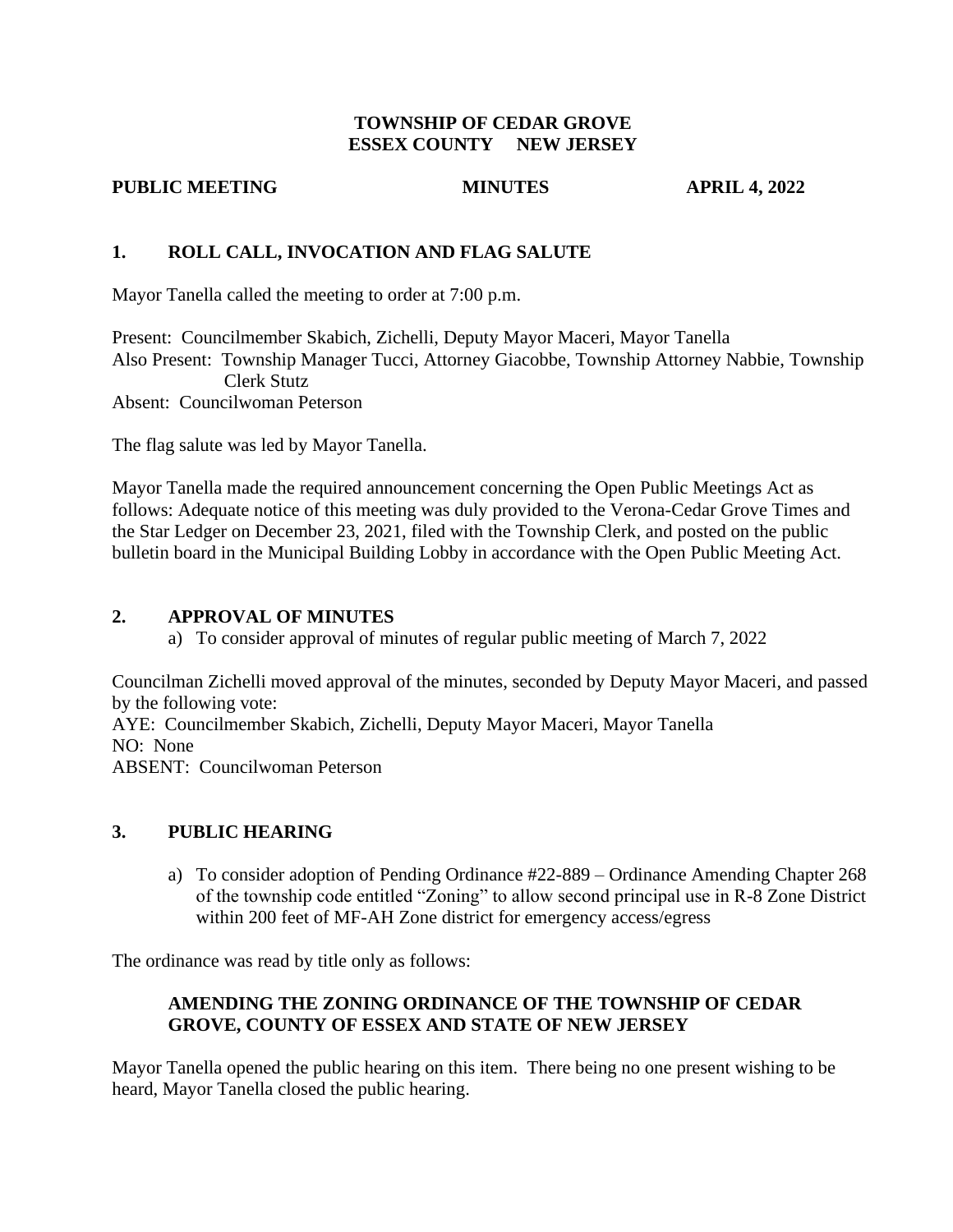# TOWNSHIP OF CEDAR GROVE
# ESSEX COUNTY NEW JERSEY

**PUBLIC MEETING MINUTES APRIL 4, 2022**

## 1. ROLL CALL, INVOCATION AND FLAG SALUTE

Mayor Tanella called the meeting to order at 7:00 p.m.

Present: Councilmember Skabich, Zichelli, Deputy Mayor Maceri, Mayor Tanella
Also Present: Township Manager Tucci, Attorney Giacobbe, Township Attorney Nabbie, Township Clerk Stutz
Absent: Councilwoman Peterson

The flag salute was led by Mayor Tanella.

Mayor Tanella made the required announcement concerning the Open Public Meetings Act as follows: Adequate notice of this meeting was duly provided to the Verona-Cedar Grove Times and the Star Ledger on December 23, 2021, filed with the Township Clerk, and posted on the public bulletin board in the Municipal Building Lobby in accordance with the Open Public Meeting Act.

## 2. APPROVAL OF MINUTES

a) To consider approval of minutes of regular public meeting of March 7, 2022

Councilman Zichelli moved approval of the minutes, seconded by Deputy Mayor Maceri, and passed by the following vote:
AYE: Councilmember Skabich, Zichelli, Deputy Mayor Maceri, Mayor Tanella
NO: None
ABSENT: Councilwoman Peterson

## 3. PUBLIC HEARING

a) To consider adoption of Pending Ordinance #22-889 – Ordinance Amending Chapter 268 of the township code entitled "Zoning" to allow second principal use in R-8 Zone District within 200 feet of MF-AH Zone district for emergency access/egress

The ordinance was read by title only as follows:

**AMENDING THE ZONING ORDINANCE OF THE TOWNSHIP OF CEDAR GROVE, COUNTY OF ESSEX AND STATE OF NEW JERSEY**

Mayor Tanella opened the public hearing on this item. There being no one present wishing to be heard, Mayor Tanella closed the public hearing.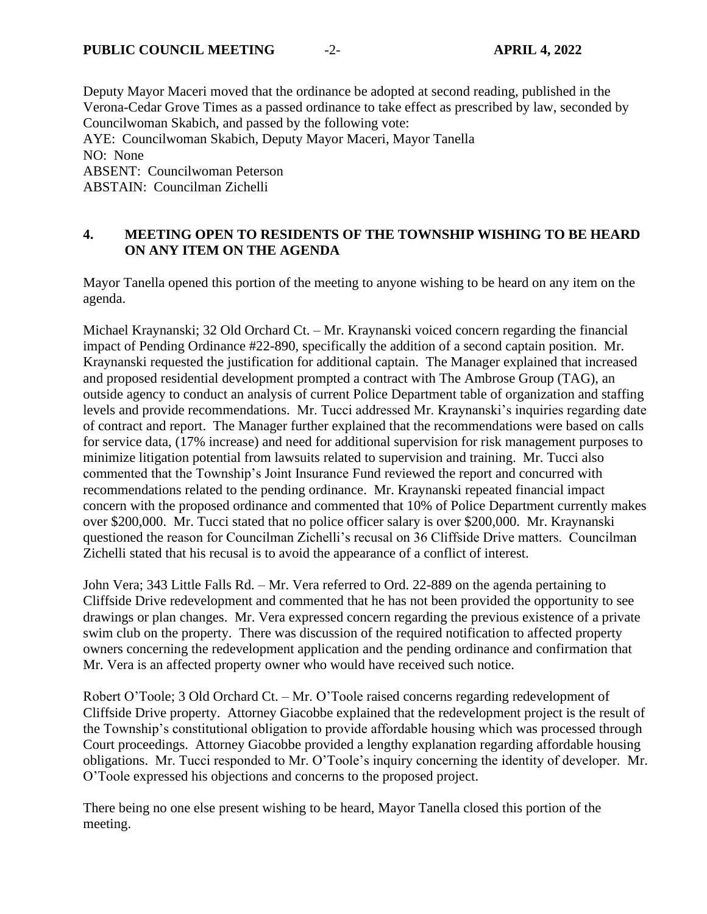Deputy Mayor Maceri moved that the ordinance be adopted at second reading, published in the Verona-Cedar Grove Times as a passed ordinance to take effect as prescribed by law, seconded by Councilwoman Skabich, and passed by the following vote:
AYE: Councilwoman Skabich, Deputy Mayor Maceri, Mayor Tanella
NO: None
ABSENT: Councilwoman Peterson
ABSTAIN: Councilman Zichelli

## 4. MEETING OPEN TO RESIDENTS OF THE TOWNSHIP WISHING TO BE HEARD ON ANY ITEM ON THE AGENDA

Mayor Tanella opened this portion of the meeting to anyone wishing to be heard on any item on the agenda.

Michael Kraynanski; 32 Old Orchard Ct. – Mr. Kraynanski voiced concern regarding the financial impact of Pending Ordinance #22-890, specifically the addition of a second captain position. Mr. Kraynanski requested the justification for additional captain. The Manager explained that increased and proposed residential development prompted a contract with The Ambrose Group (TAG), an outside agency to conduct an analysis of current Police Department table of organization and staffing levels and provide recommendations. Mr. Tucci addressed Mr. Kraynanski's inquiries regarding date of contract and report. The Manager further explained that the recommendations were based on calls for service data, (17% increase) and need for additional supervision for risk management purposes to minimize litigation potential from lawsuits related to supervision and training. Mr. Tucci also commented that the Township's Joint Insurance Fund reviewed the report and concurred with recommendations related to the pending ordinance. Mr. Kraynanski repeated financial impact concern with the proposed ordinance and commented that 10% of Police Department currently makes over $200,000. Mr. Tucci stated that no police officer salary is over $200,000. Mr. Kraynanski questioned the reason for Councilman Zichelli's recusal on 36 Cliffside Drive matters. Councilman Zichelli stated that his recusal is to avoid the appearance of a conflict of interest.

John Vera; 343 Little Falls Rd. – Mr. Vera referred to Ord. 22-889 on the agenda pertaining to Cliffside Drive redevelopment and commented that he has not been provided the opportunity to see drawings or plan changes. Mr. Vera expressed concern regarding the previous existence of a private swim club on the property. There was discussion of the required notification to affected property owners concerning the redevelopment application and the pending ordinance and confirmation that Mr. Vera is an affected property owner who would have received such notice.

Robert O'Toole; 3 Old Orchard Ct. – Mr. O'Toole raised concerns regarding redevelopment of Cliffside Drive property. Attorney Giacobbe explained that the redevelopment project is the result of the Township's constitutional obligation to provide affordable housing which was processed through Court proceedings. Attorney Giacobbe provided a lengthy explanation regarding affordable housing obligations. Mr. Tucci responded to Mr. O'Toole's inquiry concerning the identity of developer. Mr. O'Toole expressed his objections and concerns to the proposed project.

There being no one else present wishing to be heard, Mayor Tanella closed this portion of the meeting.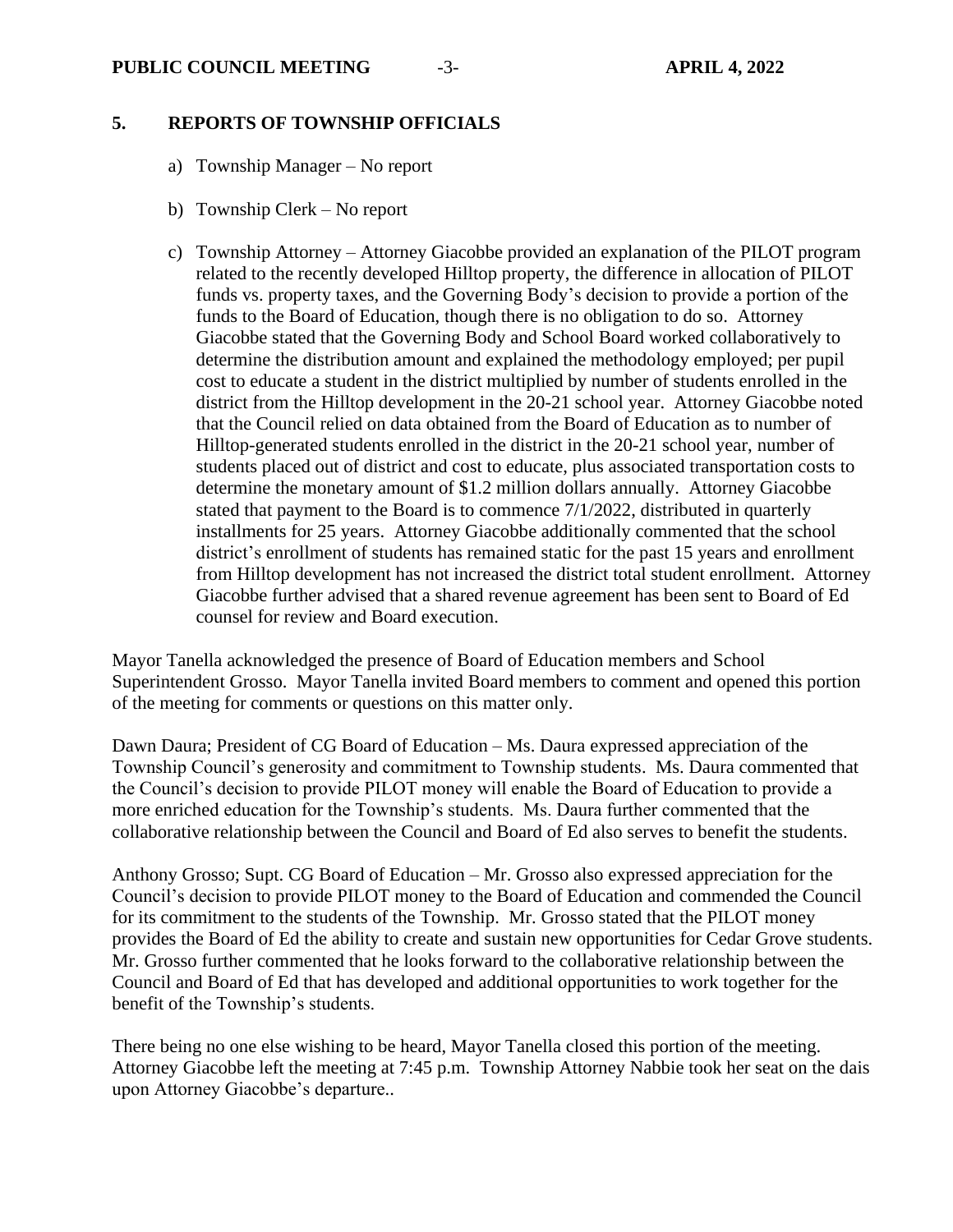## 5. REPORTS OF TOWNSHIP OFFICIALS

a) Township Manager – No report

b) Township Clerk – No report

c) Township Attorney – Attorney Giacobbe provided an explanation of the PILOT program related to the recently developed Hilltop property, the difference in allocation of PILOT funds vs. property taxes, and the Governing Body's decision to provide a portion of the funds to the Board of Education, though there is no obligation to do so. Attorney Giacobbe stated that the Governing Body and School Board worked collaboratively to determine the distribution amount and explained the methodology employed; per pupil cost to educate a student in the district multiplied by number of students enrolled in the district from the Hilltop development in the 20-21 school year. Attorney Giacobbe noted that the Council relied on data obtained from the Board of Education as to number of Hilltop-generated students enrolled in the district in the 20-21 school year, number of students placed out of district and cost to educate, plus associated transportation costs to determine the monetary amount of $1.2 million dollars annually. Attorney Giacobbe stated that payment to the Board is to commence 7/1/2022, distributed in quarterly installments for 25 years. Attorney Giacobbe additionally commented that the school district's enrollment of students has remained static for the past 15 years and enrollment from Hilltop development has not increased the district total student enrollment. Attorney Giacobbe further advised that a shared revenue agreement has been sent to Board of Ed counsel for review and Board execution.

Mayor Tanella acknowledged the presence of Board of Education members and School Superintendent Grosso. Mayor Tanella invited Board members to comment and opened this portion of the meeting for comments or questions on this matter only.

Dawn Daura; President of CG Board of Education – Ms. Daura expressed appreciation of the Township Council's generosity and commitment to Township students. Ms. Daura commented that the Council's decision to provide PILOT money will enable the Board of Education to provide a more enriched education for the Township's students. Ms. Daura further commented that the collaborative relationship between the Council and Board of Ed also serves to benefit the students.

Anthony Grosso; Supt. CG Board of Education – Mr. Grosso also expressed appreciation for the Council's decision to provide PILOT money to the Board of Education and commended the Council for its commitment to the students of the Township. Mr. Grosso stated that the PILOT money provides the Board of Ed the ability to create and sustain new opportunities for Cedar Grove students. Mr. Grosso further commented that he looks forward to the collaborative relationship between the Council and Board of Ed that has developed and additional opportunities to work together for the benefit of the Township's students.

There being no one else wishing to be heard, Mayor Tanella closed this portion of the meeting. Attorney Giacobbe left the meeting at 7:45 p.m. Township Attorney Nabbie took her seat on the dais upon Attorney Giacobbe's departure..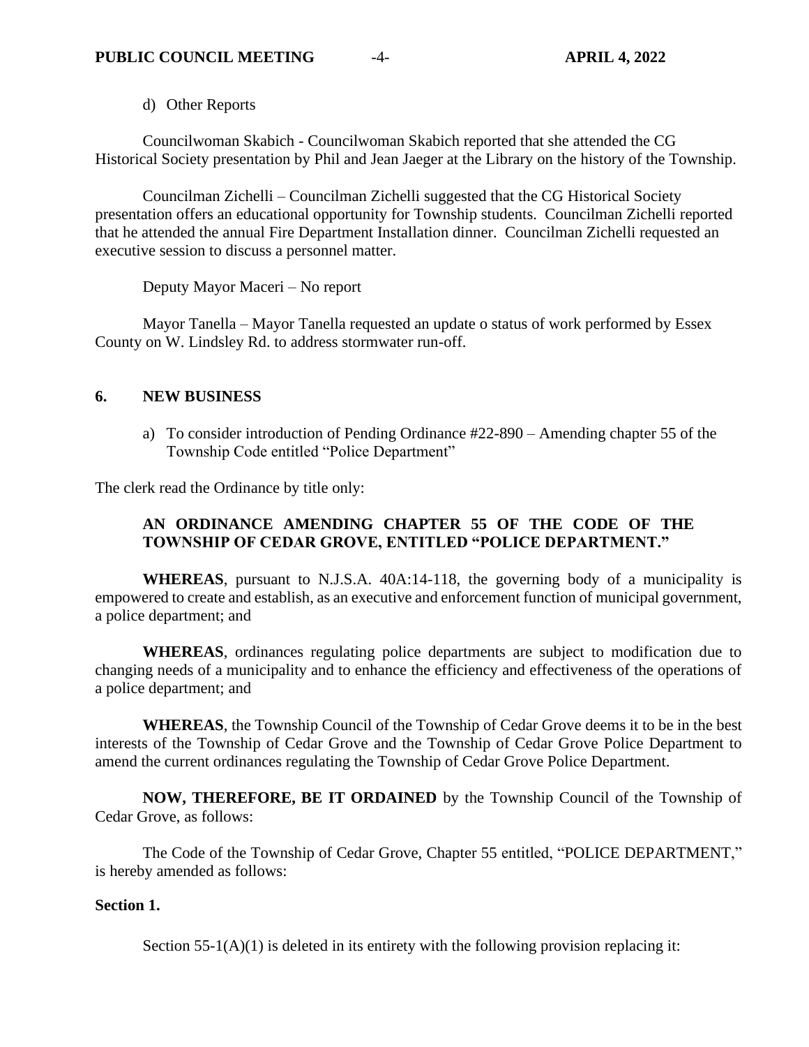d) Other Reports

Councilwoman Skabich - Councilwoman Skabich reported that she attended the CG Historical Society presentation by Phil and Jean Jaeger at the Library on the history of the Township.

Councilman Zichelli – Councilman Zichelli suggested that the CG Historical Society presentation offers an educational opportunity for Township students. Councilman Zichelli reported that he attended the annual Fire Department Installation dinner. Councilman Zichelli requested an executive session to discuss a personnel matter.

Deputy Mayor Maceri – No report

Mayor Tanella – Mayor Tanella requested an update o status of work performed by Essex County on W. Lindsley Rd. to address stormwater run-off.

## 6. NEW BUSINESS

a) To consider introduction of Pending Ordinance #22-890 – Amending chapter 55 of the Township Code entitled "Police Department"

The clerk read the Ordinance by title only:

**AN ORDINANCE AMENDING CHAPTER 55 OF THE CODE OF THE TOWNSHIP OF CEDAR GROVE, ENTITLED "POLICE DEPARTMENT."**

**WHEREAS**, pursuant to N.J.S.A. 40A:14-118, the governing body of a municipality is empowered to create and establish, as an executive and enforcement function of municipal government, a police department; and

**WHEREAS**, ordinances regulating police departments are subject to modification due to changing needs of a municipality and to enhance the efficiency and effectiveness of the operations of a police department; and

**WHEREAS**, the Township Council of the Township of Cedar Grove deems it to be in the best interests of the Township of Cedar Grove and the Township of Cedar Grove Police Department to amend the current ordinances regulating the Township of Cedar Grove Police Department.

**NOW, THEREFORE, BE IT ORDAINED** by the Township Council of the Township of Cedar Grove, as follows:

The Code of the Township of Cedar Grove, Chapter 55 entitled, "POLICE DEPARTMENT," is hereby amended as follows:

**Section 1.**

Section 55-1(A)(1) is deleted in its entirety with the following provision replacing it: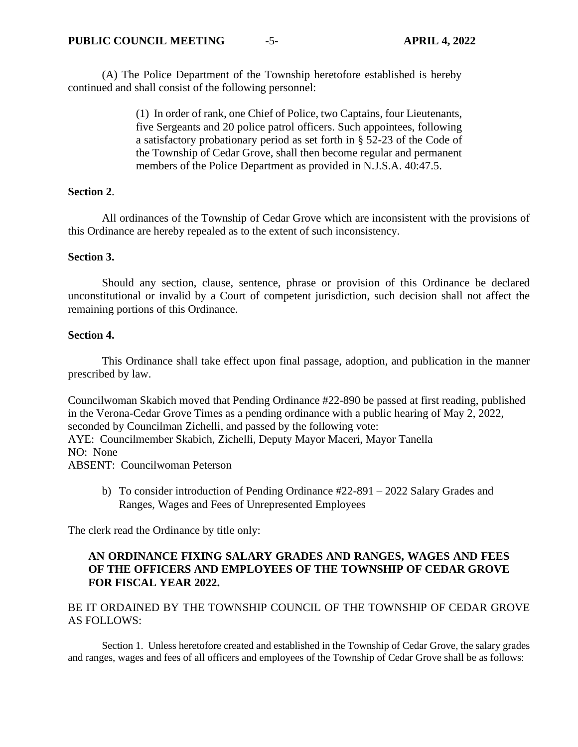(A) The Police Department of the Township heretofore established is hereby continued and shall consist of the following personnel:

> (1) In order of rank, one Chief of Police, two Captains, four Lieutenants, five Sergeants and 20 police patrol officers. Such appointees, following a satisfactory probationary period as set forth in § 52-23 of the Code of the Township of Cedar Grove, shall then become regular and permanent members of the Police Department as provided in N.J.S.A. 40:47.5.

**Section 2**.

All ordinances of the Township of Cedar Grove which are inconsistent with the provisions of this Ordinance are hereby repealed as to the extent of such inconsistency.

**Section 3.**

Should any section, clause, sentence, phrase or provision of this Ordinance be declared unconstitutional or invalid by a Court of competent jurisdiction, such decision shall not affect the remaining portions of this Ordinance.

**Section 4.**

This Ordinance shall take effect upon final passage, adoption, and publication in the manner prescribed by law.

Councilwoman Skabich moved that Pending Ordinance #22-890 be passed at first reading, published in the Verona-Cedar Grove Times as a pending ordinance with a public hearing of May 2, 2022, seconded by Councilman Zichelli, and passed by the following vote:
AYE: Councilmember Skabich, Zichelli, Deputy Mayor Maceri, Mayor Tanella
NO: None
ABSENT: Councilwoman Peterson

b) To consider introduction of Pending Ordinance #22-891 – 2022 Salary Grades and Ranges, Wages and Fees of Unrepresented Employees

The clerk read the Ordinance by title only:

**AN ORDINANCE FIXING SALARY GRADES AND RANGES, WAGES AND FEES OF THE OFFICERS AND EMPLOYEES OF THE TOWNSHIP OF CEDAR GROVE FOR FISCAL YEAR 2022.**

BE IT ORDAINED BY THE TOWNSHIP COUNCIL OF THE TOWNSHIP OF CEDAR GROVE AS FOLLOWS:

Section 1. Unless heretofore created and established in the Township of Cedar Grove, the salary grades and ranges, wages and fees of all officers and employees of the Township of Cedar Grove shall be as follows: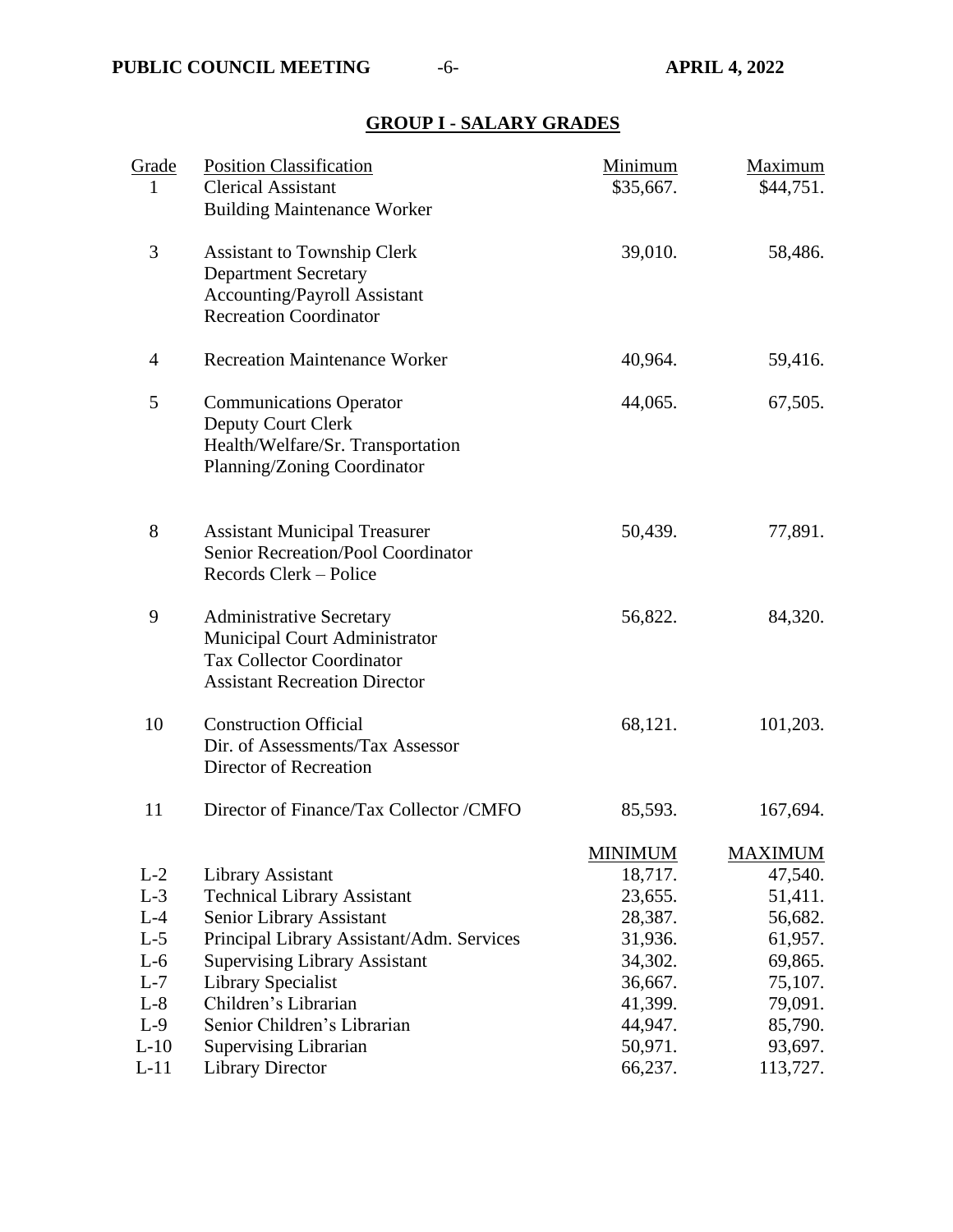## GROUP I - SALARY GRADES

| Grade | Position Classification | Minimum | Maximum |
|---|---|---|---|
| 1 | Clerical Assistant<br>Building Maintenance Worker | $35,667. | $44,751. |
| 3 | Assistant to Township Clerk<br>Department Secretary<br>Accounting/Payroll Assistant<br>Recreation Coordinator | 39,010. | 58,486. |
| 4 | Recreation Maintenance Worker | 40,964. | 59,416. |
| 5 | Communications Operator<br>Deputy Court Clerk<br>Health/Welfare/Sr. Transportation<br>Planning/Zoning Coordinator | 44,065. | 67,505. |
| 8 | Assistant Municipal Treasurer<br>Senior Recreation/Pool Coordinator<br>Records Clerk – Police | 50,439. | 77,891. |
| 9 | Administrative Secretary<br>Municipal Court Administrator<br>Tax Collector Coordinator<br>Assistant Recreation Director | 56,822. | 84,320. |
| 10 | Construction Official<br>Dir. of Assessments/Tax Assessor<br>Director of Recreation | 68,121. | 101,203. |
| 11 | Director of Finance/Tax Collector /CMFO | 85,593. | 167,694. |

| | | MINIMUM | MAXIMUM |
|---|---|---|---|
| L-2 | Library Assistant | 18,717. | 47,540. |
| L-3 | Technical Library Assistant | 23,655. | 51,411. |
| L-4 | Senior Library Assistant | 28,387. | 56,682. |
| L-5 | Principal Library Assistant/Adm. Services | 31,936. | 61,957. |
| L-6 | Supervising Library Assistant | 34,302. | 69,865. |
| L-7 | Library Specialist | 36,667. | 75,107. |
| L-8 | Children's Librarian | 41,399. | 79,091. |
| L-9 | Senior Children's Librarian | 44,947. | 85,790. |
| L-10 | Supervising Librarian | 50,971. | 93,697. |
| L-11 | Library Director | 66,237. | 113,727. |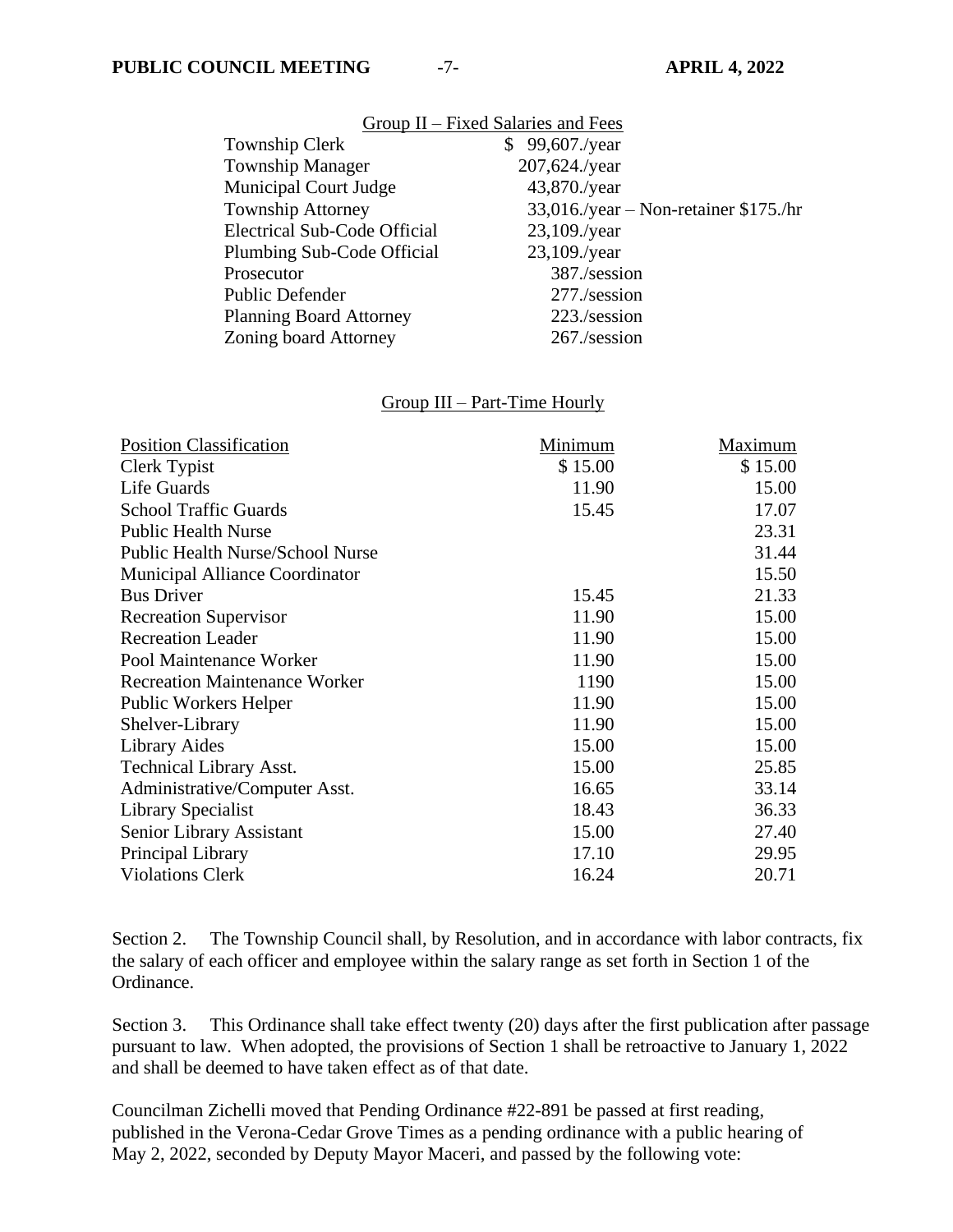Group II – Fixed Salaries and Fees

| Position | Salary/Fee |
|---|---|
| Township Clerk | $ 99,607./year |
| Township Manager | 207,624./year |
| Municipal Court Judge | 43,870./year |
| Township Attorney | 33,016./year – Non-retainer $175./hr |
| Electrical Sub-Code Official | 23,109./year |
| Plumbing Sub-Code Official | 23,109./year |
| Prosecutor | 387./session |
| Public Defender | 277./session |
| Planning Board Attorney | 223./session |
| Zoning board Attorney | 267./session |

Group III – Part-Time Hourly

| Position Classification | Minimum | Maximum |
|---|---|---|
| Clerk Typist | $ 15.00 | $ 15.00 |
| Life Guards | 11.90 | 15.00 |
| School Traffic Guards | 15.45 | 17.07 |
| Public Health Nurse | | 23.31 |
| Public Health Nurse/School Nurse | | 31.44 |
| Municipal Alliance Coordinator | | 15.50 |
| Bus Driver | 15.45 | 21.33 |
| Recreation Supervisor | 11.90 | 15.00 |
| Recreation Leader | 11.90 | 15.00 |
| Pool Maintenance Worker | 11.90 | 15.00 |
| Recreation Maintenance Worker | 1190 | 15.00 |
| Public Workers Helper | 11.90 | 15.00 |
| Shelver-Library | 11.90 | 15.00 |
| Library Aides | 15.00 | 15.00 |
| Technical Library Asst. | 15.00 | 25.85 |
| Administrative/Computer Asst. | 16.65 | 33.14 |
| Library Specialist | 18.43 | 36.33 |
| Senior Library Assistant | 15.00 | 27.40 |
| Principal Library | 17.10 | 29.95 |
| Violations Clerk | 16.24 | 20.71 |

Section 2. The Township Council shall, by Resolution, and in accordance with labor contracts, fix the salary of each officer and employee within the salary range as set forth in Section 1 of the Ordinance.

Section 3. This Ordinance shall take effect twenty (20) days after the first publication after passage pursuant to law. When adopted, the provisions of Section 1 shall be retroactive to January 1, 2022 and shall be deemed to have taken effect as of that date.

Councilman Zichelli moved that Pending Ordinance #22-891 be passed at first reading, published in the Verona-Cedar Grove Times as a pending ordinance with a public hearing of May 2, 2022, seconded by Deputy Mayor Maceri, and passed by the following vote: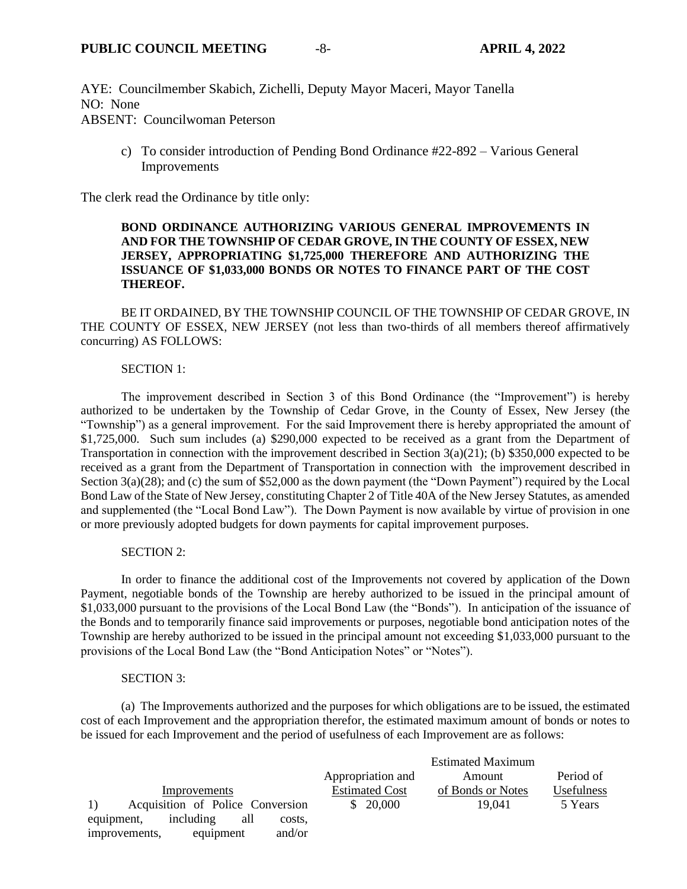AYE: Councilmember Skabich, Zichelli, Deputy Mayor Maceri, Mayor Tanella
NO: None
ABSENT: Councilwoman Peterson

c) To consider introduction of Pending Bond Ordinance #22-892 – Various General Improvements

The clerk read the Ordinance by title only:

**BOND ORDINANCE AUTHORIZING VARIOUS GENERAL IMPROVEMENTS IN AND FOR THE TOWNSHIP OF CEDAR GROVE, IN THE COUNTY OF ESSEX, NEW JERSEY, APPROPRIATING $1,725,000 THEREFORE AND AUTHORIZING THE ISSUANCE OF $1,033,000 BONDS OR NOTES TO FINANCE PART OF THE COST THEREOF.**

BE IT ORDAINED, BY THE TOWNSHIP COUNCIL OF THE TOWNSHIP OF CEDAR GROVE, IN THE COUNTY OF ESSEX, NEW JERSEY (not less than two-thirds of all members thereof affirmatively concurring) AS FOLLOWS:

SECTION 1:

The improvement described in Section 3 of this Bond Ordinance (the "Improvement") is hereby authorized to be undertaken by the Township of Cedar Grove, in the County of Essex, New Jersey (the "Township") as a general improvement. For the said Improvement there is hereby appropriated the amount of $1,725,000. Such sum includes (a) $290,000 expected to be received as a grant from the Department of Transportation in connection with the improvement described in Section 3(a)(21); (b) $350,000 expected to be received as a grant from the Department of Transportation in connection with the improvement described in Section 3(a)(28); and (c) the sum of $52,000 as the down payment (the "Down Payment") required by the Local Bond Law of the State of New Jersey, constituting Chapter 2 of Title 40A of the New Jersey Statutes, as amended and supplemented (the "Local Bond Law"). The Down Payment is now available by virtue of provision in one or more previously adopted budgets for down payments for capital improvement purposes.

SECTION 2:

In order to finance the additional cost of the Improvements not covered by application of the Down Payment, negotiable bonds of the Township are hereby authorized to be issued in the principal amount of $1,033,000 pursuant to the provisions of the Local Bond Law (the "Bonds"). In anticipation of the issuance of the Bonds and to temporarily finance said improvements or purposes, negotiable bond anticipation notes of the Township are hereby authorized to be issued in the principal amount not exceeding $1,033,000 pursuant to the provisions of the Local Bond Law (the "Bond Anticipation Notes" or "Notes").

SECTION 3:

(a) The Improvements authorized and the purposes for which obligations are to be issued, the estimated cost of each Improvement and the appropriation therefor, the estimated maximum amount of bonds or notes to be issued for each Improvement and the period of usefulness of each Improvement are as follows:

| Improvements | Appropriation and Estimated Cost | Estimated Maximum Amount of Bonds or Notes | Period of Usefulness |
|---|---|---|---|
| 1) Acquisition of Police Conversion equipment, including all costs, improvements, equipment and/or | $ 20,000 | 19,041 | 5 Years |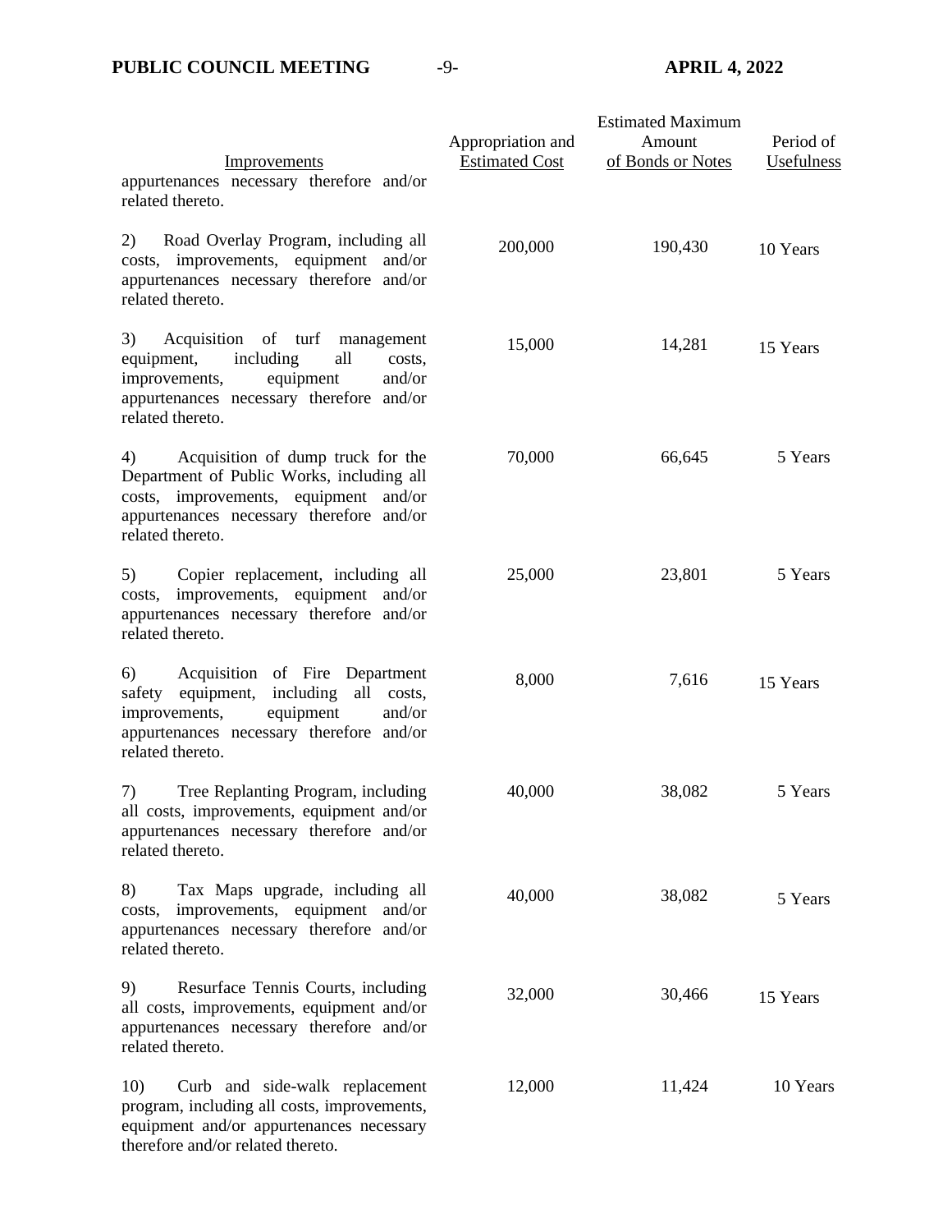| Improvements | Appropriation and Estimated Cost | Estimated Maximum Amount of Bonds or Notes | Period of Usefulness |
|---|---|---|---|
| appurtenances necessary therefore and/or related thereto. | | | |
| 2) Road Overlay Program, including all costs, improvements, equipment and/or appurtenances necessary therefore and/or related thereto. | 200,000 | 190,430 | 10 Years |
| 3) Acquisition of turf management equipment, including all costs, improvements, equipment and/or appurtenances necessary therefore and/or related thereto. | 15,000 | 14,281 | 15 Years |
| 4) Acquisition of dump truck for the Department of Public Works, including all costs, improvements, equipment and/or appurtenances necessary therefore and/or related thereto. | 70,000 | 66,645 | 5 Years |
| 5) Copier replacement, including all costs, improvements, equipment and/or appurtenances necessary therefore and/or related thereto. | 25,000 | 23,801 | 5 Years |
| 6) Acquisition of Fire Department safety equipment, including all costs, improvements, equipment and/or appurtenances necessary therefore and/or related thereto. | 8,000 | 7,616 | 15 Years |
| 7) Tree Replanting Program, including all costs, improvements, equipment and/or appurtenances necessary therefore and/or related thereto. | 40,000 | 38,082 | 5 Years |
| 8) Tax Maps upgrade, including all costs, improvements, equipment and/or appurtenances necessary therefore and/or related thereto. | 40,000 | 38,082 | 5 Years |
| 9) Resurface Tennis Courts, including all costs, improvements, equipment and/or appurtenances necessary therefore and/or related thereto. | 32,000 | 30,466 | 15 Years |
| 10) Curb and side-walk replacement program, including all costs, improvements, equipment and/or appurtenances necessary therefore and/or related thereto. | 12,000 | 11,424 | 10 Years |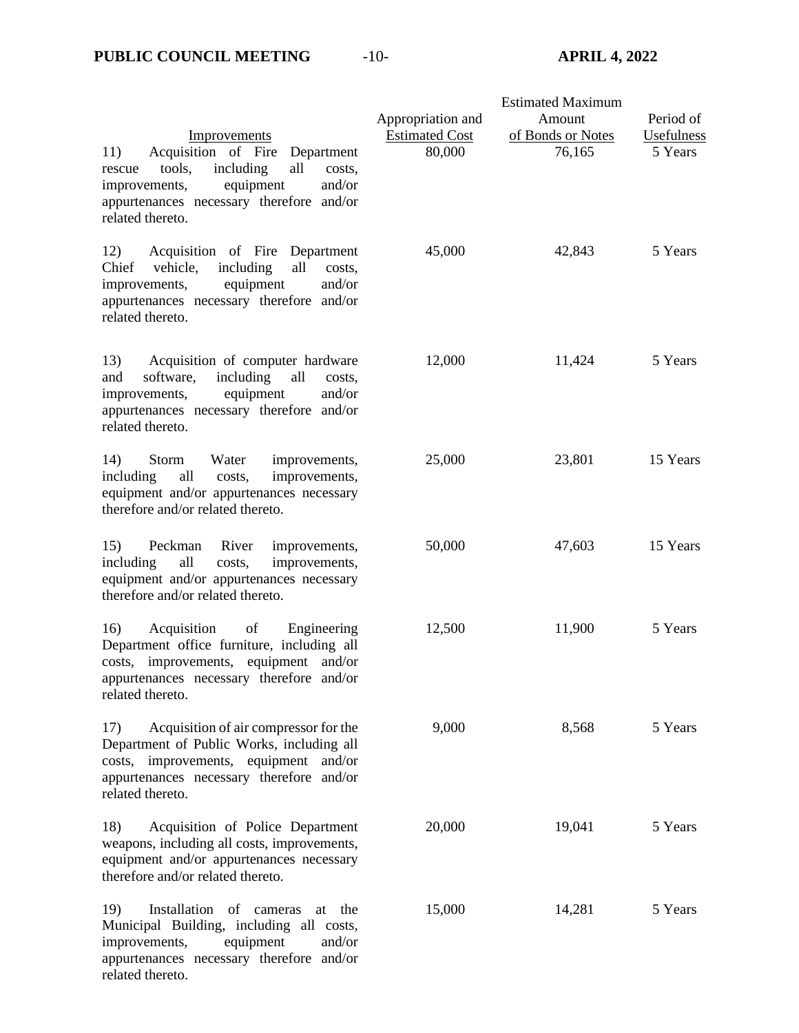| Improvements | Appropriation and Estimated Cost | Estimated Maximum Amount of Bonds or Notes | Period of Usefulness |
|---|---|---|---|
| 11) Acquisition of Fire Department rescue tools, including all costs, improvements, equipment and/or appurtenances necessary therefore and/or related thereto. | 80,000 | 76,165 | 5 Years |
| 12) Acquisition of Fire Department Chief vehicle, including all costs, improvements, equipment and/or appurtenances necessary therefore and/or related thereto. | 45,000 | 42,843 | 5 Years |
| 13) Acquisition of computer hardware and software, including all costs, improvements, equipment and/or appurtenances necessary therefore and/or related thereto. | 12,000 | 11,424 | 5 Years |
| 14) Storm Water improvements, including all costs, improvements, equipment and/or appurtenances necessary therefore and/or related thereto. | 25,000 | 23,801 | 15 Years |
| 15) Peckman River improvements, including all costs, improvements, equipment and/or appurtenances necessary therefore and/or related thereto. | 50,000 | 47,603 | 15 Years |
| 16) Acquisition of Engineering Department office furniture, including all costs, improvements, equipment and/or appurtenances necessary therefore and/or related thereto. | 12,500 | 11,900 | 5 Years |
| 17) Acquisition of air compressor for the Department of Public Works, including all costs, improvements, equipment and/or appurtenances necessary therefore and/or related thereto. | 9,000 | 8,568 | 5 Years |
| 18) Acquisition of Police Department weapons, including all costs, improvements, equipment and/or appurtenances necessary therefore and/or related thereto. | 20,000 | 19,041 | 5 Years |
| 19) Installation of cameras at the Municipal Building, including all costs, improvements, equipment and/or appurtenances necessary therefore and/or related thereto. | 15,000 | 14,281 | 5 Years |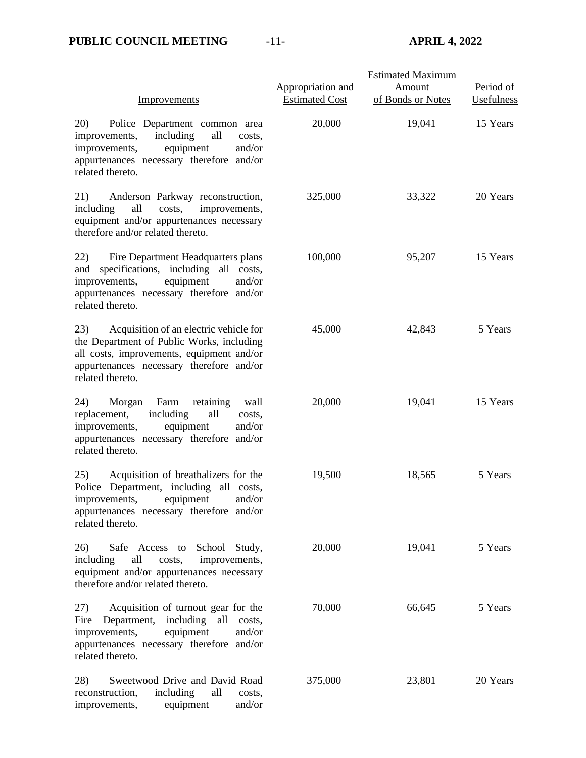| Improvements | Appropriation and Estimated Cost | Estimated Maximum Amount of Bonds or Notes | Period of Usefulness |
|---|---|---|---|
| 20) Police Department common area improvements, including all costs, improvements, equipment and/or appurtenances necessary therefore and/or related thereto. | 20,000 | 19,041 | 15 Years |
| 21) Anderson Parkway reconstruction, including all costs, improvements, equipment and/or appurtenances necessary therefore and/or related thereto. | 325,000 | 33,322 | 20 Years |
| 22) Fire Department Headquarters plans and specifications, including all costs, improvements, equipment and/or appurtenances necessary therefore and/or related thereto. | 100,000 | 95,207 | 15 Years |
| 23) Acquisition of an electric vehicle for the Department of Public Works, including all costs, improvements, equipment and/or appurtenances necessary therefore and/or related thereto. | 45,000 | 42,843 | 5 Years |
| 24) Morgan Farm retaining wall replacement, including all costs, improvements, equipment and/or appurtenances necessary therefore and/or related thereto. | 20,000 | 19,041 | 15 Years |
| 25) Acquisition of breathalizers for the Police Department, including all costs, improvements, equipment and/or appurtenances necessary therefore and/or related thereto. | 19,500 | 18,565 | 5 Years |
| 26) Safe Access to School Study, including all costs, improvements, equipment and/or appurtenances necessary therefore and/or related thereto. | 20,000 | 19,041 | 5 Years |
| 27) Acquisition of turnout gear for the Fire Department, including all costs, improvements, equipment and/or appurtenances necessary therefore and/or related thereto. | 70,000 | 66,645 | 5 Years |
| 28) Sweetwood Drive and David Road reconstruction, including all costs, improvements, equipment and/or | 375,000 | 23,801 | 20 Years |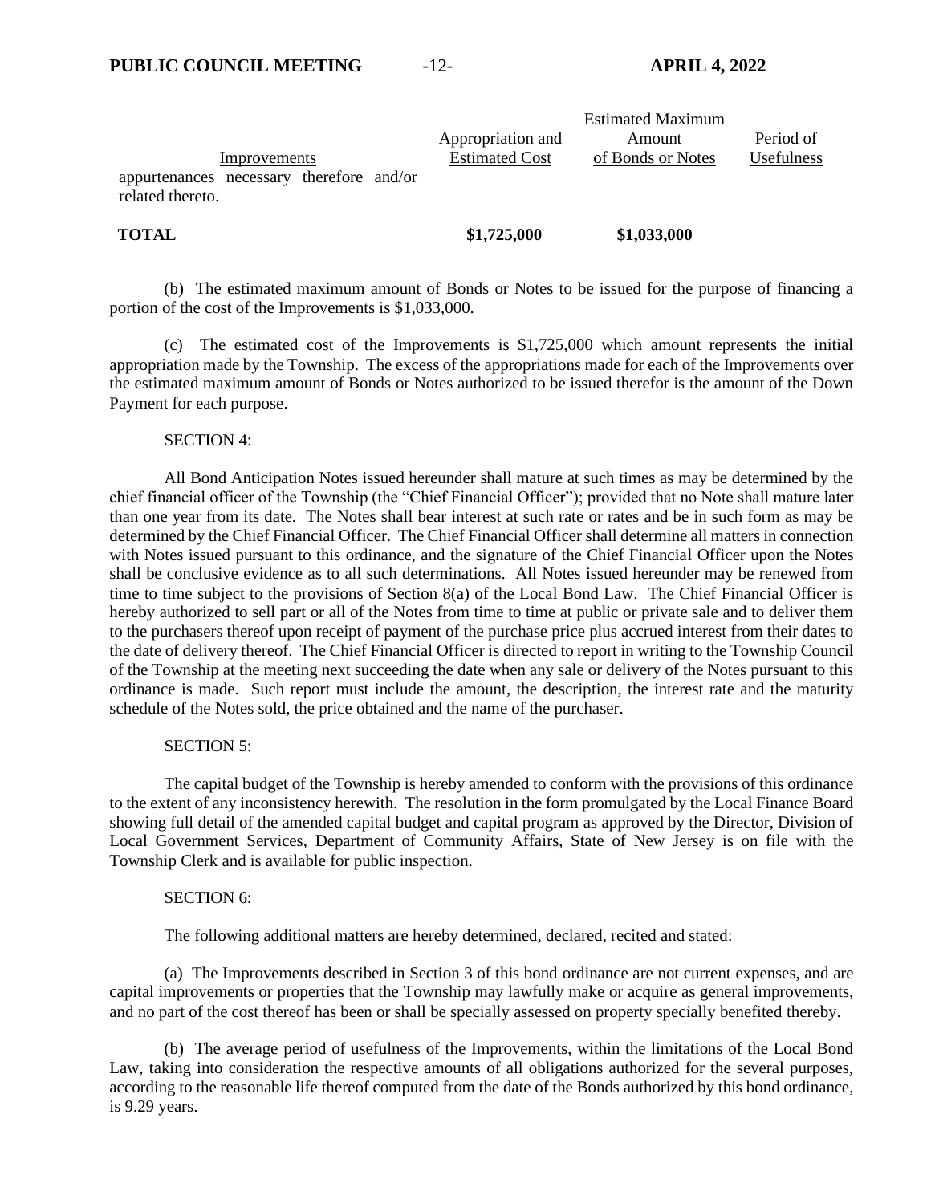| Improvements | Appropriation and Estimated Cost | Estimated Maximum Amount of Bonds or Notes | Period of Usefulness |
|---|---|---|---|
| appurtenances necessary therefore and/or related thereto. | | | |
| **TOTAL** | **$1,725,000** | **$1,033,000** | |

(b) The estimated maximum amount of Bonds or Notes to be issued for the purpose of financing a portion of the cost of the Improvements is $1,033,000.

(c) The estimated cost of the Improvements is $1,725,000 which amount represents the initial appropriation made by the Township. The excess of the appropriations made for each of the Improvements over the estimated maximum amount of Bonds or Notes authorized to be issued therefor is the amount of the Down Payment for each purpose.

SECTION 4:

All Bond Anticipation Notes issued hereunder shall mature at such times as may be determined by the chief financial officer of the Township (the "Chief Financial Officer"); provided that no Note shall mature later than one year from its date. The Notes shall bear interest at such rate or rates and be in such form as may be determined by the Chief Financial Officer. The Chief Financial Officer shall determine all matters in connection with Notes issued pursuant to this ordinance, and the signature of the Chief Financial Officer upon the Notes shall be conclusive evidence as to all such determinations. All Notes issued hereunder may be renewed from time to time subject to the provisions of Section 8(a) of the Local Bond Law. The Chief Financial Officer is hereby authorized to sell part or all of the Notes from time to time at public or private sale and to deliver them to the purchasers thereof upon receipt of payment of the purchase price plus accrued interest from their dates to the date of delivery thereof. The Chief Financial Officer is directed to report in writing to the Township Council of the Township at the meeting next succeeding the date when any sale or delivery of the Notes pursuant to this ordinance is made. Such report must include the amount, the description, the interest rate and the maturity schedule of the Notes sold, the price obtained and the name of the purchaser.

SECTION 5:

The capital budget of the Township is hereby amended to conform with the provisions of this ordinance to the extent of any inconsistency herewith. The resolution in the form promulgated by the Local Finance Board showing full detail of the amended capital budget and capital program as approved by the Director, Division of Local Government Services, Department of Community Affairs, State of New Jersey is on file with the Township Clerk and is available for public inspection.

SECTION 6:

The following additional matters are hereby determined, declared, recited and stated:

(a) The Improvements described in Section 3 of this bond ordinance are not current expenses, and are capital improvements or properties that the Township may lawfully make or acquire as general improvements, and no part of the cost thereof has been or shall be specially assessed on property specially benefited thereby.

(b) The average period of usefulness of the Improvements, within the limitations of the Local Bond Law, taking into consideration the respective amounts of all obligations authorized for the several purposes, according to the reasonable life thereof computed from the date of the Bonds authorized by this bond ordinance, is 9.29 years.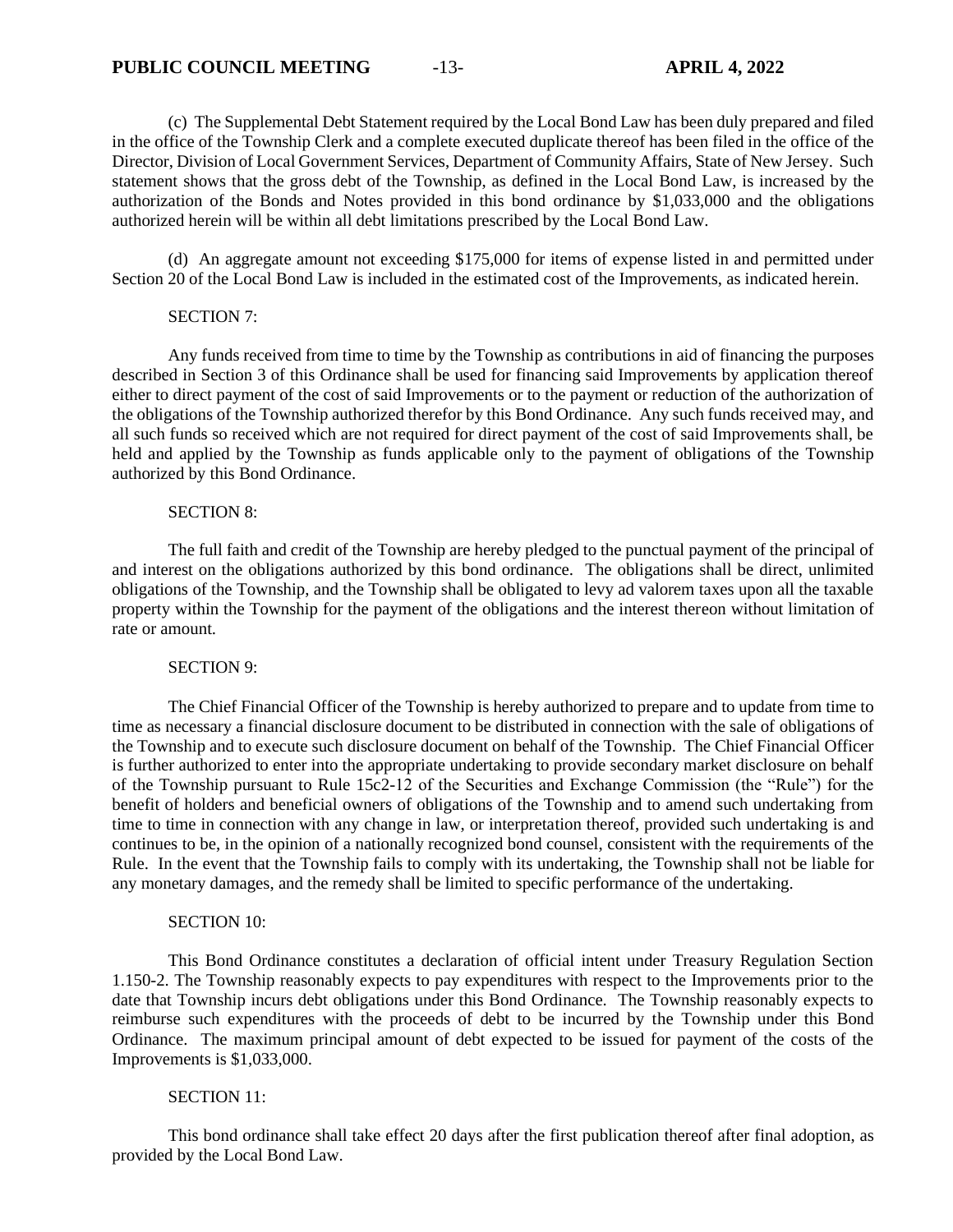(c) The Supplemental Debt Statement required by the Local Bond Law has been duly prepared and filed in the office of the Township Clerk and a complete executed duplicate thereof has been filed in the office of the Director, Division of Local Government Services, Department of Community Affairs, State of New Jersey. Such statement shows that the gross debt of the Township, as defined in the Local Bond Law, is increased by the authorization of the Bonds and Notes provided in this bond ordinance by $1,033,000 and the obligations authorized herein will be within all debt limitations prescribed by the Local Bond Law.

(d) An aggregate amount not exceeding $175,000 for items of expense listed in and permitted under Section 20 of the Local Bond Law is included in the estimated cost of the Improvements, as indicated herein.

SECTION 7:

Any funds received from time to time by the Township as contributions in aid of financing the purposes described in Section 3 of this Ordinance shall be used for financing said Improvements by application thereof either to direct payment of the cost of said Improvements or to the payment or reduction of the authorization of the obligations of the Township authorized therefor by this Bond Ordinance. Any such funds received may, and all such funds so received which are not required for direct payment of the cost of said Improvements shall, be held and applied by the Township as funds applicable only to the payment of obligations of the Township authorized by this Bond Ordinance.

SECTION 8:

The full faith and credit of the Township are hereby pledged to the punctual payment of the principal of and interest on the obligations authorized by this bond ordinance. The obligations shall be direct, unlimited obligations of the Township, and the Township shall be obligated to levy ad valorem taxes upon all the taxable property within the Township for the payment of the obligations and the interest thereon without limitation of rate or amount.

SECTION 9:

The Chief Financial Officer of the Township is hereby authorized to prepare and to update from time to time as necessary a financial disclosure document to be distributed in connection with the sale of obligations of the Township and to execute such disclosure document on behalf of the Township. The Chief Financial Officer is further authorized to enter into the appropriate undertaking to provide secondary market disclosure on behalf of the Township pursuant to Rule 15c2-12 of the Securities and Exchange Commission (the "Rule") for the benefit of holders and beneficial owners of obligations of the Township and to amend such undertaking from time to time in connection with any change in law, or interpretation thereof, provided such undertaking is and continues to be, in the opinion of a nationally recognized bond counsel, consistent with the requirements of the Rule. In the event that the Township fails to comply with its undertaking, the Township shall not be liable for any monetary damages, and the remedy shall be limited to specific performance of the undertaking.

SECTION 10:

This Bond Ordinance constitutes a declaration of official intent under Treasury Regulation Section 1.150-2. The Township reasonably expects to pay expenditures with respect to the Improvements prior to the date that Township incurs debt obligations under this Bond Ordinance. The Township reasonably expects to reimburse such expenditures with the proceeds of debt to be incurred by the Township under this Bond Ordinance. The maximum principal amount of debt expected to be issued for payment of the costs of the Improvements is $1,033,000.

SECTION 11:

This bond ordinance shall take effect 20 days after the first publication thereof after final adoption, as provided by the Local Bond Law.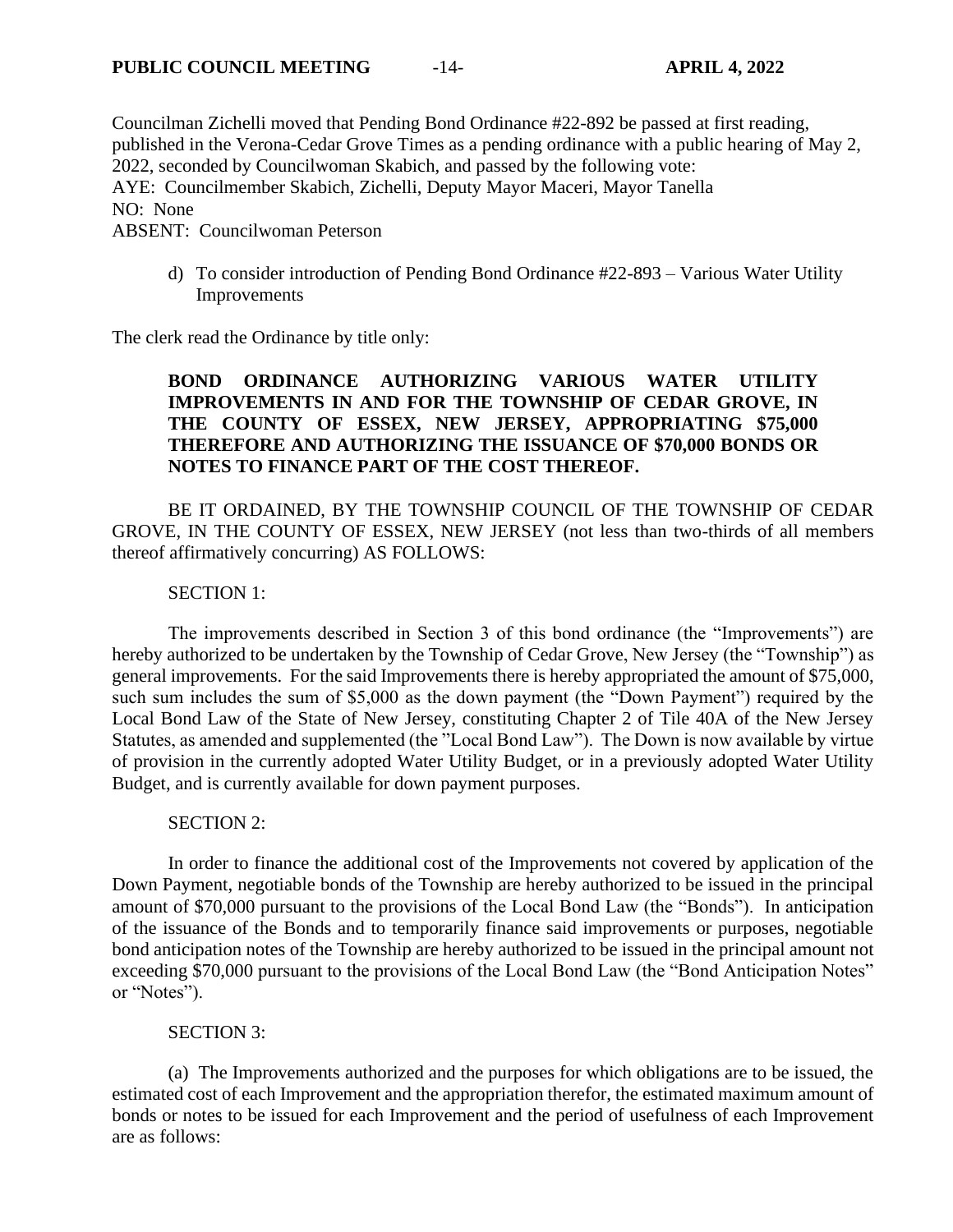Councilman Zichelli moved that Pending Bond Ordinance #22-892 be passed at first reading, published in the Verona-Cedar Grove Times as a pending ordinance with a public hearing of May 2, 2022, seconded by Councilwoman Skabich, and passed by the following vote:
AYE: Councilmember Skabich, Zichelli, Deputy Mayor Maceri, Mayor Tanella
NO: None
ABSENT: Councilwoman Peterson

d) To consider introduction of Pending Bond Ordinance #22-893 – Various Water Utility Improvements

The clerk read the Ordinance by title only:

**BOND ORDINANCE AUTHORIZING VARIOUS WATER UTILITY IMPROVEMENTS IN AND FOR THE TOWNSHIP OF CEDAR GROVE, IN THE COUNTY OF ESSEX, NEW JERSEY, APPROPRIATING $75,000 THEREFORE AND AUTHORIZING THE ISSUANCE OF $70,000 BONDS OR NOTES TO FINANCE PART OF THE COST THEREOF.**

BE IT ORDAINED, BY THE TOWNSHIP COUNCIL OF THE TOWNSHIP OF CEDAR GROVE, IN THE COUNTY OF ESSEX, NEW JERSEY (not less than two-thirds of all members thereof affirmatively concurring) AS FOLLOWS:

SECTION 1:

The improvements described in Section 3 of this bond ordinance (the "Improvements") are hereby authorized to be undertaken by the Township of Cedar Grove, New Jersey (the "Township") as general improvements. For the said Improvements there is hereby appropriated the amount of $75,000, such sum includes the sum of $5,000 as the down payment (the "Down Payment") required by the Local Bond Law of the State of New Jersey, constituting Chapter 2 of Tile 40A of the New Jersey Statutes, as amended and supplemented (the "Local Bond Law"). The Down is now available by virtue of provision in the currently adopted Water Utility Budget, or in a previously adopted Water Utility Budget, and is currently available for down payment purposes.

SECTION 2:

In order to finance the additional cost of the Improvements not covered by application of the Down Payment, negotiable bonds of the Township are hereby authorized to be issued in the principal amount of $70,000 pursuant to the provisions of the Local Bond Law (the "Bonds"). In anticipation of the issuance of the Bonds and to temporarily finance said improvements or purposes, negotiable bond anticipation notes of the Township are hereby authorized to be issued in the principal amount not exceeding $70,000 pursuant to the provisions of the Local Bond Law (the "Bond Anticipation Notes" or "Notes").

SECTION 3:

(a) The Improvements authorized and the purposes for which obligations are to be issued, the estimated cost of each Improvement and the appropriation therefor, the estimated maximum amount of bonds or notes to be issued for each Improvement and the period of usefulness of each Improvement are as follows: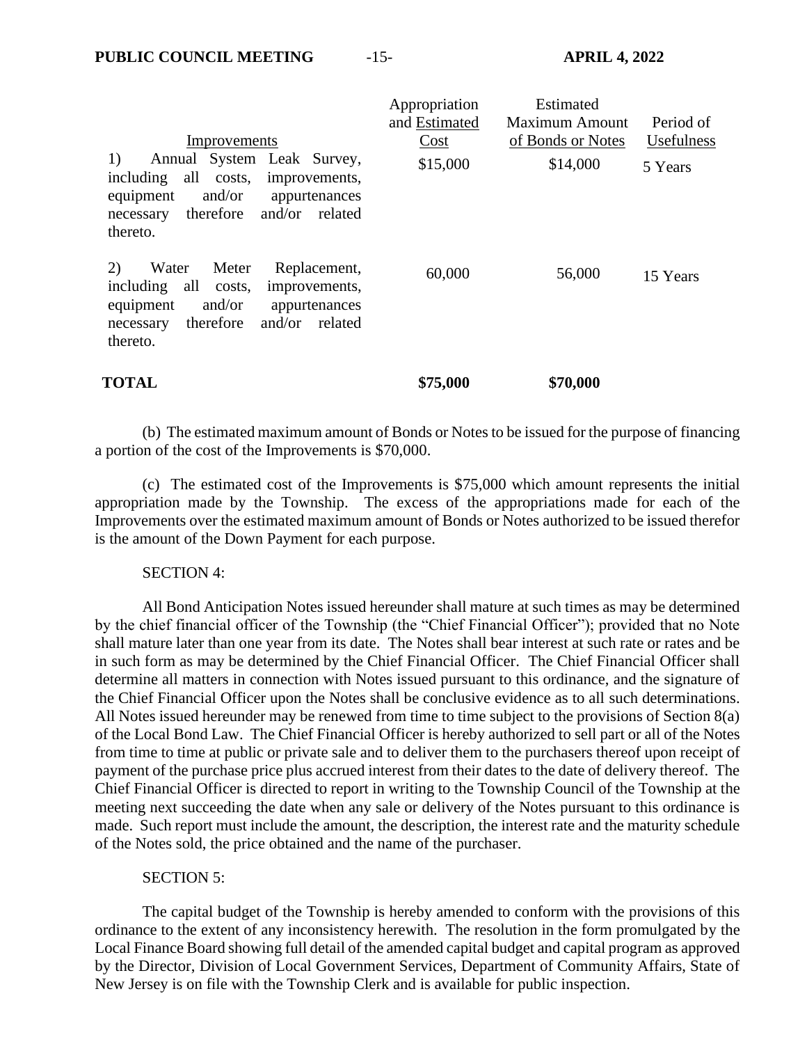| Improvements | Appropriation and Estimated Cost | Estimated Maximum Amount of Bonds or Notes | Period of Usefulness |
|---|---|---|---|
| 1) Annual System Leak Survey, including all costs, improvements, equipment and/or appurtenances necessary therefore and/or related thereto. | $15,000 | $14,000 | 5 Years |
| 2) Water Meter Replacement, including all costs, improvements, equipment and/or appurtenances necessary therefore and/or related thereto. | 60,000 | 56,000 | 15 Years |
| **TOTAL** | **$75,000** | **$70,000** | |

(b) The estimated maximum amount of Bonds or Notes to be issued for the purpose of financing a portion of the cost of the Improvements is $70,000.

(c) The estimated cost of the Improvements is $75,000 which amount represents the initial appropriation made by the Township. The excess of the appropriations made for each of the Improvements over the estimated maximum amount of Bonds or Notes authorized to be issued therefor is the amount of the Down Payment for each purpose.

SECTION 4:

All Bond Anticipation Notes issued hereunder shall mature at such times as may be determined by the chief financial officer of the Township (the "Chief Financial Officer"); provided that no Note shall mature later than one year from its date. The Notes shall bear interest at such rate or rates and be in such form as may be determined by the Chief Financial Officer. The Chief Financial Officer shall determine all matters in connection with Notes issued pursuant to this ordinance, and the signature of the Chief Financial Officer upon the Notes shall be conclusive evidence as to all such determinations. All Notes issued hereunder may be renewed from time to time subject to the provisions of Section 8(a) of the Local Bond Law. The Chief Financial Officer is hereby authorized to sell part or all of the Notes from time to time at public or private sale and to deliver them to the purchasers thereof upon receipt of payment of the purchase price plus accrued interest from their dates to the date of delivery thereof. The Chief Financial Officer is directed to report in writing to the Township Council of the Township at the meeting next succeeding the date when any sale or delivery of the Notes pursuant to this ordinance is made. Such report must include the amount, the description, the interest rate and the maturity schedule of the Notes sold, the price obtained and the name of the purchaser.

SECTION 5:

The capital budget of the Township is hereby amended to conform with the provisions of this ordinance to the extent of any inconsistency herewith. The resolution in the form promulgated by the Local Finance Board showing full detail of the amended capital budget and capital program as approved by the Director, Division of Local Government Services, Department of Community Affairs, State of New Jersey is on file with the Township Clerk and is available for public inspection.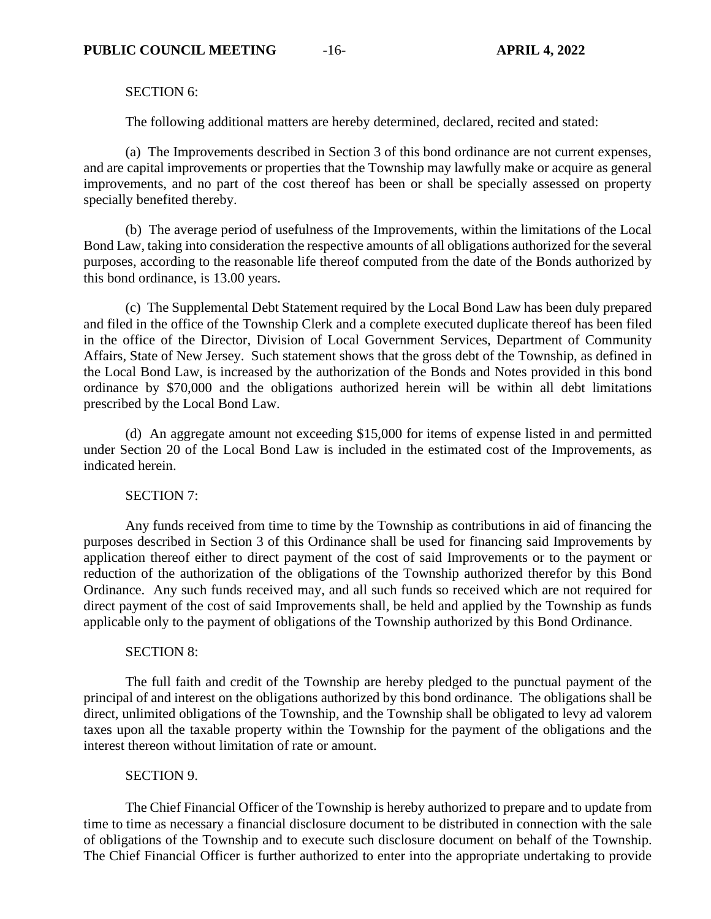SECTION 6:

The following additional matters are hereby determined, declared, recited and stated:

(a) The Improvements described in Section 3 of this bond ordinance are not current expenses, and are capital improvements or properties that the Township may lawfully make or acquire as general improvements, and no part of the cost thereof has been or shall be specially assessed on property specially benefited thereby.

(b) The average period of usefulness of the Improvements, within the limitations of the Local Bond Law, taking into consideration the respective amounts of all obligations authorized for the several purposes, according to the reasonable life thereof computed from the date of the Bonds authorized by this bond ordinance, is 13.00 years.

(c) The Supplemental Debt Statement required by the Local Bond Law has been duly prepared and filed in the office of the Township Clerk and a complete executed duplicate thereof has been filed in the office of the Director, Division of Local Government Services, Department of Community Affairs, State of New Jersey. Such statement shows that the gross debt of the Township, as defined in the Local Bond Law, is increased by the authorization of the Bonds and Notes provided in this bond ordinance by $70,000 and the obligations authorized herein will be within all debt limitations prescribed by the Local Bond Law.

(d) An aggregate amount not exceeding $15,000 for items of expense listed in and permitted under Section 20 of the Local Bond Law is included in the estimated cost of the Improvements, as indicated herein.

SECTION 7:

Any funds received from time to time by the Township as contributions in aid of financing the purposes described in Section 3 of this Ordinance shall be used for financing said Improvements by application thereof either to direct payment of the cost of said Improvements or to the payment or reduction of the authorization of the obligations of the Township authorized therefor by this Bond Ordinance. Any such funds received may, and all such funds so received which are not required for direct payment of the cost of said Improvements shall, be held and applied by the Township as funds applicable only to the payment of obligations of the Township authorized by this Bond Ordinance.

SECTION 8:

The full faith and credit of the Township are hereby pledged to the punctual payment of the principal of and interest on the obligations authorized by this bond ordinance. The obligations shall be direct, unlimited obligations of the Township, and the Township shall be obligated to levy ad valorem taxes upon all the taxable property within the Township for the payment of the obligations and the interest thereon without limitation of rate or amount.

SECTION 9.

The Chief Financial Officer of the Township is hereby authorized to prepare and to update from time to time as necessary a financial disclosure document to be distributed in connection with the sale of obligations of the Township and to execute such disclosure document on behalf of the Township. The Chief Financial Officer is further authorized to enter into the appropriate undertaking to provide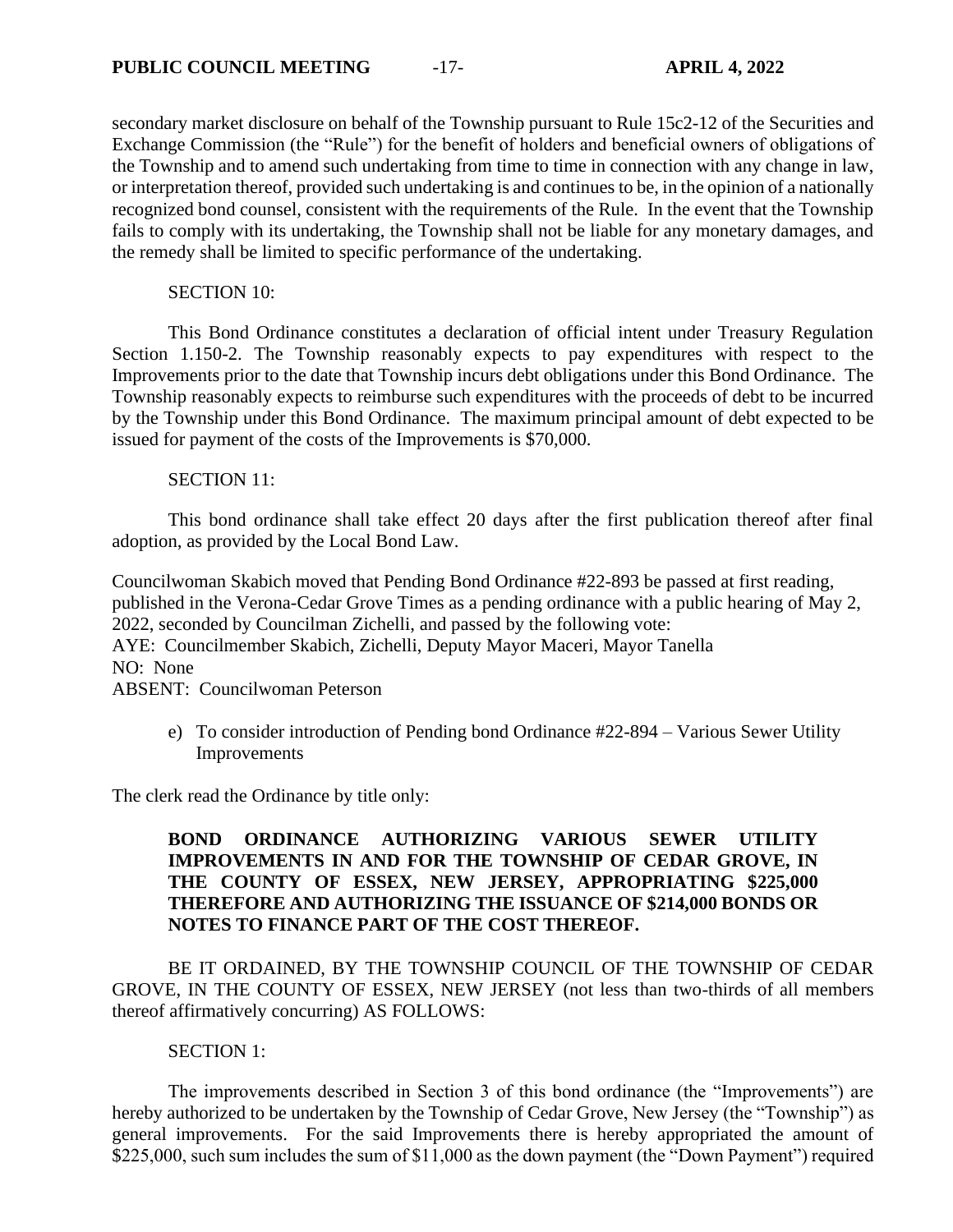secondary market disclosure on behalf of the Township pursuant to Rule 15c2-12 of the Securities and Exchange Commission (the "Rule") for the benefit of holders and beneficial owners of obligations of the Township and to amend such undertaking from time to time in connection with any change in law, or interpretation thereof, provided such undertaking is and continues to be, in the opinion of a nationally recognized bond counsel, consistent with the requirements of the Rule. In the event that the Township fails to comply with its undertaking, the Township shall not be liable for any monetary damages, and the remedy shall be limited to specific performance of the undertaking.

SECTION 10:

This Bond Ordinance constitutes a declaration of official intent under Treasury Regulation Section 1.150-2. The Township reasonably expects to pay expenditures with respect to the Improvements prior to the date that Township incurs debt obligations under this Bond Ordinance. The Township reasonably expects to reimburse such expenditures with the proceeds of debt to be incurred by the Township under this Bond Ordinance. The maximum principal amount of debt expected to be issued for payment of the costs of the Improvements is $70,000.

SECTION 11:

This bond ordinance shall take effect 20 days after the first publication thereof after final adoption, as provided by the Local Bond Law.

Councilwoman Skabich moved that Pending Bond Ordinance #22-893 be passed at first reading, published in the Verona-Cedar Grove Times as a pending ordinance with a public hearing of May 2, 2022, seconded by Councilman Zichelli, and passed by the following vote:
AYE: Councilmember Skabich, Zichelli, Deputy Mayor Maceri, Mayor Tanella
NO: None
ABSENT: Councilwoman Peterson

e) To consider introduction of Pending bond Ordinance #22-894 – Various Sewer Utility Improvements

The clerk read the Ordinance by title only:

**BOND ORDINANCE AUTHORIZING VARIOUS SEWER UTILITY IMPROVEMENTS IN AND FOR THE TOWNSHIP OF CEDAR GROVE, IN THE COUNTY OF ESSEX, NEW JERSEY, APPROPRIATING $225,000 THEREFORE AND AUTHORIZING THE ISSUANCE OF $214,000 BONDS OR NOTES TO FINANCE PART OF THE COST THEREOF.**

BE IT ORDAINED, BY THE TOWNSHIP COUNCIL OF THE TOWNSHIP OF CEDAR GROVE, IN THE COUNTY OF ESSEX, NEW JERSEY (not less than two-thirds of all members thereof affirmatively concurring) AS FOLLOWS:

SECTION 1:

The improvements described in Section 3 of this bond ordinance (the "Improvements") are hereby authorized to be undertaken by the Township of Cedar Grove, New Jersey (the "Township") as general improvements. For the said Improvements there is hereby appropriated the amount of $225,000, such sum includes the sum of $11,000 as the down payment (the "Down Payment") required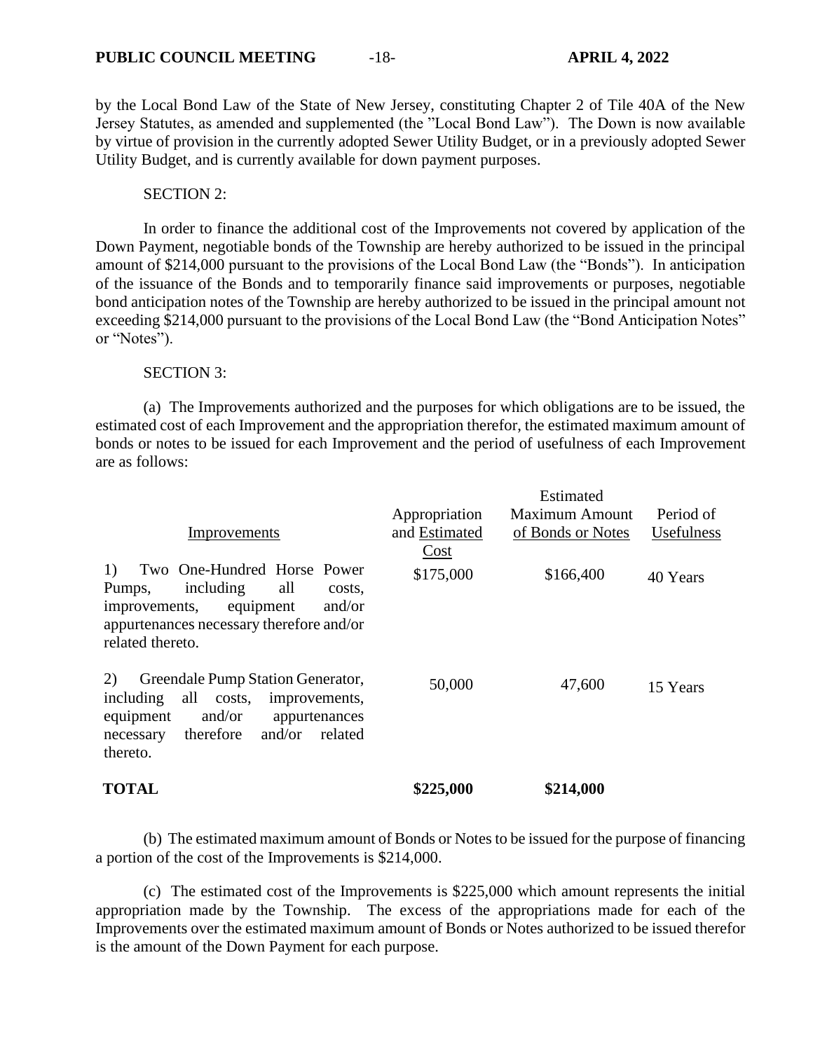by the Local Bond Law of the State of New Jersey, constituting Chapter 2 of Tile 40A of the New Jersey Statutes, as amended and supplemented (the "Local Bond Law"). The Down is now available by virtue of provision in the currently adopted Sewer Utility Budget, or in a previously adopted Sewer Utility Budget, and is currently available for down payment purposes.

SECTION 2:

In order to finance the additional cost of the Improvements not covered by application of the Down Payment, negotiable bonds of the Township are hereby authorized to be issued in the principal amount of $214,000 pursuant to the provisions of the Local Bond Law (the "Bonds"). In anticipation of the issuance of the Bonds and to temporarily finance said improvements or purposes, negotiable bond anticipation notes of the Township are hereby authorized to be issued in the principal amount not exceeding $214,000 pursuant to the provisions of the Local Bond Law (the "Bond Anticipation Notes" or "Notes").

SECTION 3:

(a) The Improvements authorized and the purposes for which obligations are to be issued, the estimated cost of each Improvement and the appropriation therefor, the estimated maximum amount of bonds or notes to be issued for each Improvement and the period of usefulness of each Improvement are as follows:

| Improvements | Appropriation and Estimated Cost | Estimated Maximum Amount of Bonds or Notes | Period of Usefulness |
|---|---|---|---|
| 1) Two One-Hundred Horse Power Pumps, including all costs, improvements, equipment and/or appurtenances necessary therefore and/or related thereto. | $175,000 | $166,400 | 40 Years |
| 2) Greendale Pump Station Generator, including all costs, improvements, equipment and/or appurtenances necessary therefore and/or related thereto. | 50,000 | 47,600 | 15 Years |
| **TOTAL** | **$225,000** | **$214,000** | |

(b) The estimated maximum amount of Bonds or Notes to be issued for the purpose of financing a portion of the cost of the Improvements is $214,000.

(c) The estimated cost of the Improvements is $225,000 which amount represents the initial appropriation made by the Township. The excess of the appropriations made for each of the Improvements over the estimated maximum amount of Bonds or Notes authorized to be issued therefor is the amount of the Down Payment for each purpose.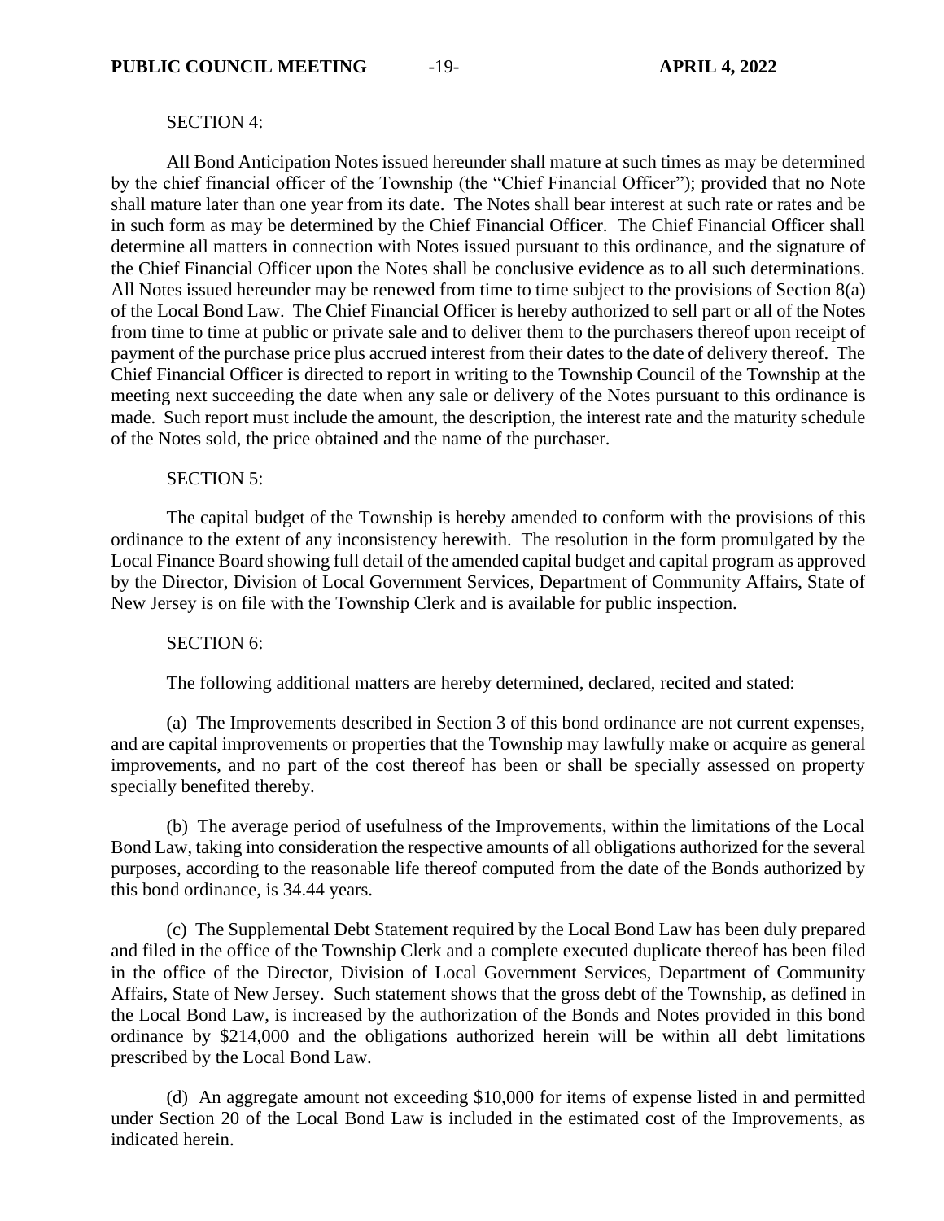SECTION 4:

All Bond Anticipation Notes issued hereunder shall mature at such times as may be determined by the chief financial officer of the Township (the "Chief Financial Officer"); provided that no Note shall mature later than one year from its date. The Notes shall bear interest at such rate or rates and be in such form as may be determined by the Chief Financial Officer. The Chief Financial Officer shall determine all matters in connection with Notes issued pursuant to this ordinance, and the signature of the Chief Financial Officer upon the Notes shall be conclusive evidence as to all such determinations. All Notes issued hereunder may be renewed from time to time subject to the provisions of Section 8(a) of the Local Bond Law. The Chief Financial Officer is hereby authorized to sell part or all of the Notes from time to time at public or private sale and to deliver them to the purchasers thereof upon receipt of payment of the purchase price plus accrued interest from their dates to the date of delivery thereof. The Chief Financial Officer is directed to report in writing to the Township Council of the Township at the meeting next succeeding the date when any sale or delivery of the Notes pursuant to this ordinance is made. Such report must include the amount, the description, the interest rate and the maturity schedule of the Notes sold, the price obtained and the name of the purchaser.

SECTION 5:

The capital budget of the Township is hereby amended to conform with the provisions of this ordinance to the extent of any inconsistency herewith. The resolution in the form promulgated by the Local Finance Board showing full detail of the amended capital budget and capital program as approved by the Director, Division of Local Government Services, Department of Community Affairs, State of New Jersey is on file with the Township Clerk and is available for public inspection.

SECTION 6:

The following additional matters are hereby determined, declared, recited and stated:

(a) The Improvements described in Section 3 of this bond ordinance are not current expenses, and are capital improvements or properties that the Township may lawfully make or acquire as general improvements, and no part of the cost thereof has been or shall be specially assessed on property specially benefited thereby.

(b) The average period of usefulness of the Improvements, within the limitations of the Local Bond Law, taking into consideration the respective amounts of all obligations authorized for the several purposes, according to the reasonable life thereof computed from the date of the Bonds authorized by this bond ordinance, is 34.44 years.

(c) The Supplemental Debt Statement required by the Local Bond Law has been duly prepared and filed in the office of the Township Clerk and a complete executed duplicate thereof has been filed in the office of the Director, Division of Local Government Services, Department of Community Affairs, State of New Jersey. Such statement shows that the gross debt of the Township, as defined in the Local Bond Law, is increased by the authorization of the Bonds and Notes provided in this bond ordinance by $214,000 and the obligations authorized herein will be within all debt limitations prescribed by the Local Bond Law.

(d) An aggregate amount not exceeding $10,000 for items of expense listed in and permitted under Section 20 of the Local Bond Law is included in the estimated cost of the Improvements, as indicated herein.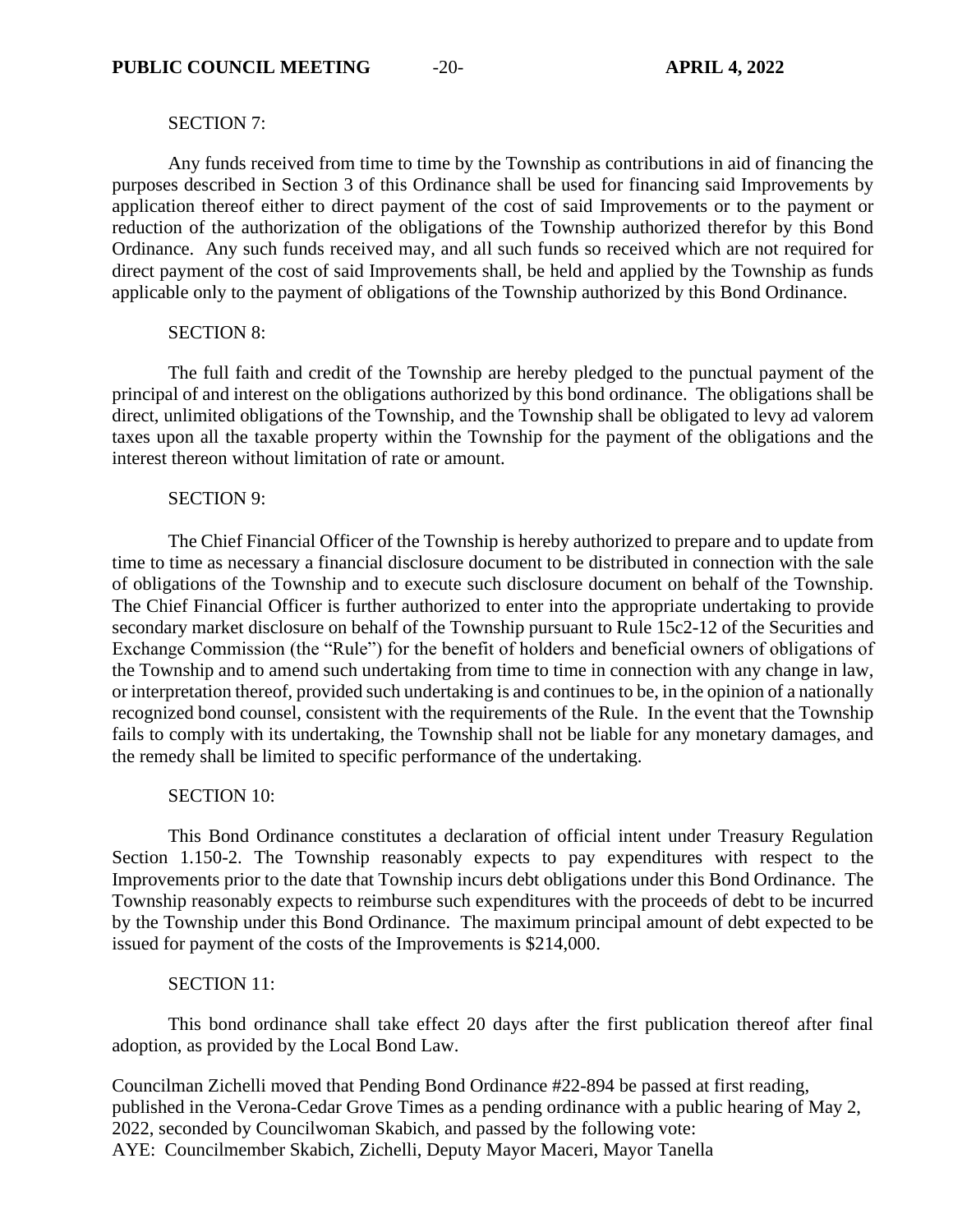SECTION 7:

Any funds received from time to time by the Township as contributions in aid of financing the purposes described in Section 3 of this Ordinance shall be used for financing said Improvements by application thereof either to direct payment of the cost of said Improvements or to the payment or reduction of the authorization of the obligations of the Township authorized therefor by this Bond Ordinance. Any such funds received may, and all such funds so received which are not required for direct payment of the cost of said Improvements shall, be held and applied by the Township as funds applicable only to the payment of obligations of the Township authorized by this Bond Ordinance.

SECTION 8:

The full faith and credit of the Township are hereby pledged to the punctual payment of the principal of and interest on the obligations authorized by this bond ordinance. The obligations shall be direct, unlimited obligations of the Township, and the Township shall be obligated to levy ad valorem taxes upon all the taxable property within the Township for the payment of the obligations and the interest thereon without limitation of rate or amount.

SECTION 9:

The Chief Financial Officer of the Township is hereby authorized to prepare and to update from time to time as necessary a financial disclosure document to be distributed in connection with the sale of obligations of the Township and to execute such disclosure document on behalf of the Township. The Chief Financial Officer is further authorized to enter into the appropriate undertaking to provide secondary market disclosure on behalf of the Township pursuant to Rule 15c2-12 of the Securities and Exchange Commission (the "Rule") for the benefit of holders and beneficial owners of obligations of the Township and to amend such undertaking from time to time in connection with any change in law, or interpretation thereof, provided such undertaking is and continues to be, in the opinion of a nationally recognized bond counsel, consistent with the requirements of the Rule. In the event that the Township fails to comply with its undertaking, the Township shall not be liable for any monetary damages, and the remedy shall be limited to specific performance of the undertaking.

SECTION 10:

This Bond Ordinance constitutes a declaration of official intent under Treasury Regulation Section 1.150-2. The Township reasonably expects to pay expenditures with respect to the Improvements prior to the date that Township incurs debt obligations under this Bond Ordinance. The Township reasonably expects to reimburse such expenditures with the proceeds of debt to be incurred by the Township under this Bond Ordinance. The maximum principal amount of debt expected to be issued for payment of the costs of the Improvements is $214,000.

SECTION 11:

This bond ordinance shall take effect 20 days after the first publication thereof after final adoption, as provided by the Local Bond Law.

Councilman Zichelli moved that Pending Bond Ordinance #22-894 be passed at first reading, published in the Verona-Cedar Grove Times as a pending ordinance with a public hearing of May 2, 2022, seconded by Councilwoman Skabich, and passed by the following vote:
AYE: Councilmember Skabich, Zichelli, Deputy Mayor Maceri, Mayor Tanella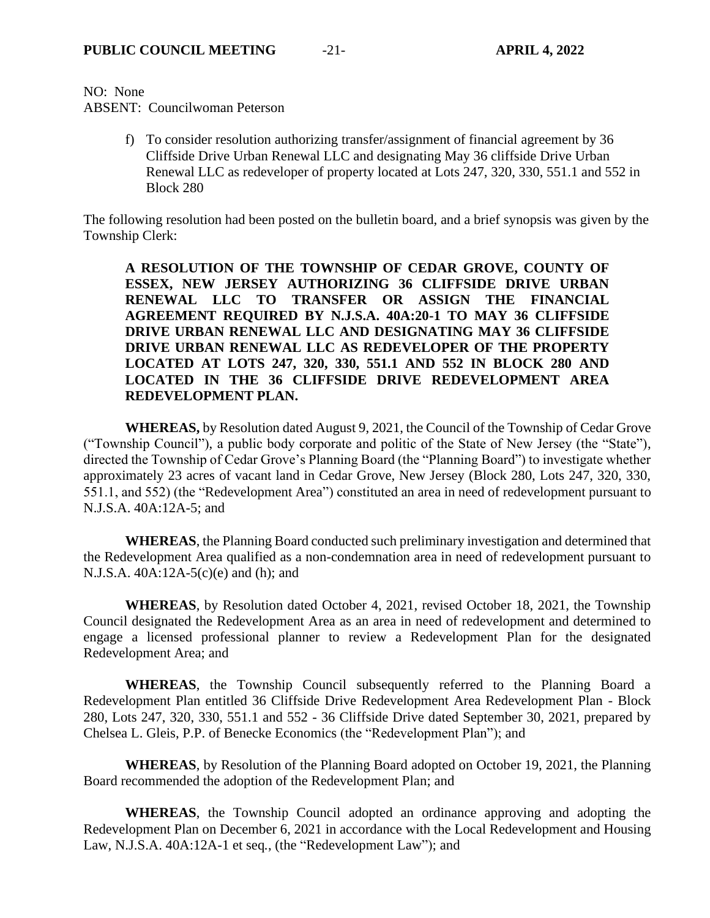NO: None
ABSENT: Councilwoman Peterson

f) To consider resolution authorizing transfer/assignment of financial agreement by 36 Cliffside Drive Urban Renewal LLC and designating May 36 cliffside Drive Urban Renewal LLC as redeveloper of property located at Lots 247, 320, 330, 551.1 and 552 in Block 280

The following resolution had been posted on the bulletin board, and a brief synopsis was given by the Township Clerk:

**A RESOLUTION OF THE TOWNSHIP OF CEDAR GROVE, COUNTY OF ESSEX, NEW JERSEY AUTHORIZING 36 CLIFFSIDE DRIVE URBAN RENEWAL LLC TO TRANSFER OR ASSIGN THE FINANCIAL AGREEMENT REQUIRED BY N.J.S.A. 40A:20-1 TO MAY 36 CLIFFSIDE DRIVE URBAN RENEWAL LLC AND DESIGNATING MAY 36 CLIFFSIDE DRIVE URBAN RENEWAL LLC AS REDEVELOPER OF THE PROPERTY LOCATED AT LOTS 247, 320, 330, 551.1 AND 552 IN BLOCK 280 AND LOCATED IN THE 36 CLIFFSIDE DRIVE REDEVELOPMENT AREA REDEVELOPMENT PLAN.**

**WHEREAS,** by Resolution dated August 9, 2021, the Council of the Township of Cedar Grove ("Township Council"), a public body corporate and politic of the State of New Jersey (the "State"), directed the Township of Cedar Grove's Planning Board (the "Planning Board") to investigate whether approximately 23 acres of vacant land in Cedar Grove, New Jersey (Block 280, Lots 247, 320, 330, 551.1, and 552) (the "Redevelopment Area") constituted an area in need of redevelopment pursuant to N.J.S.A. 40A:12A-5; and

**WHEREAS**, the Planning Board conducted such preliminary investigation and determined that the Redevelopment Area qualified as a non-condemnation area in need of redevelopment pursuant to N.J.S.A. 40A:12A-5(c)(e) and (h); and

**WHEREAS**, by Resolution dated October 4, 2021, revised October 18, 2021, the Township Council designated the Redevelopment Area as an area in need of redevelopment and determined to engage a licensed professional planner to review a Redevelopment Plan for the designated Redevelopment Area; and

**WHEREAS**, the Township Council subsequently referred to the Planning Board a Redevelopment Plan entitled 36 Cliffside Drive Redevelopment Area Redevelopment Plan - Block 280, Lots 247, 320, 330, 551.1 and 552 - 36 Cliffside Drive dated September 30, 2021, prepared by Chelsea L. Gleis, P.P. of Benecke Economics (the "Redevelopment Plan"); and

**WHEREAS**, by Resolution of the Planning Board adopted on October 19, 2021, the Planning Board recommended the adoption of the Redevelopment Plan; and

**WHEREAS**, the Township Council adopted an ordinance approving and adopting the Redevelopment Plan on December 6, 2021 in accordance with the Local Redevelopment and Housing Law, N.J.S.A. 40A:12A-1 et seq., (the "Redevelopment Law"); and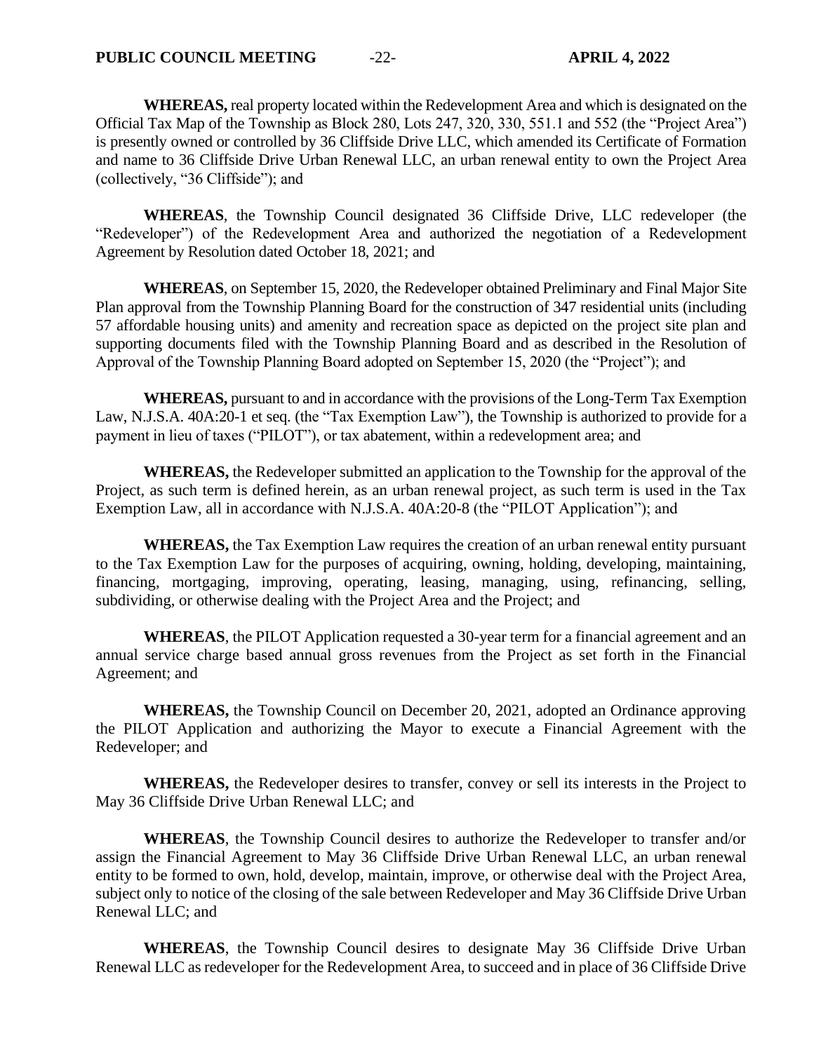**WHEREAS,** real property located within the Redevelopment Area and which is designated on the Official Tax Map of the Township as Block 280, Lots 247, 320, 330, 551.1 and 552 (the "Project Area") is presently owned or controlled by 36 Cliffside Drive LLC, which amended its Certificate of Formation and name to 36 Cliffside Drive Urban Renewal LLC, an urban renewal entity to own the Project Area (collectively, "36 Cliffside"); and

**WHEREAS**, the Township Council designated 36 Cliffside Drive, LLC redeveloper (the "Redeveloper") of the Redevelopment Area and authorized the negotiation of a Redevelopment Agreement by Resolution dated October 18, 2021; and

**WHEREAS**, on September 15, 2020, the Redeveloper obtained Preliminary and Final Major Site Plan approval from the Township Planning Board for the construction of 347 residential units (including 57 affordable housing units) and amenity and recreation space as depicted on the project site plan and supporting documents filed with the Township Planning Board and as described in the Resolution of Approval of the Township Planning Board adopted on September 15, 2020 (the "Project"); and

**WHEREAS,** pursuant to and in accordance with the provisions of the Long-Term Tax Exemption Law, N.J.S.A. 40A:20-1 et seq. (the "Tax Exemption Law"), the Township is authorized to provide for a payment in lieu of taxes ("PILOT"), or tax abatement, within a redevelopment area; and

**WHEREAS,** the Redeveloper submitted an application to the Township for the approval of the Project, as such term is defined herein, as an urban renewal project, as such term is used in the Tax Exemption Law, all in accordance with N.J.S.A. 40A:20-8 (the "PILOT Application"); and

**WHEREAS,** the Tax Exemption Law requires the creation of an urban renewal entity pursuant to the Tax Exemption Law for the purposes of acquiring, owning, holding, developing, maintaining, financing, mortgaging, improving, operating, leasing, managing, using, refinancing, selling, subdividing, or otherwise dealing with the Project Area and the Project; and

**WHEREAS**, the PILOT Application requested a 30-year term for a financial agreement and an annual service charge based annual gross revenues from the Project as set forth in the Financial Agreement; and

**WHEREAS,** the Township Council on December 20, 2021, adopted an Ordinance approving the PILOT Application and authorizing the Mayor to execute a Financial Agreement with the Redeveloper; and

**WHEREAS,** the Redeveloper desires to transfer, convey or sell its interests in the Project to May 36 Cliffside Drive Urban Renewal LLC; and

**WHEREAS**, the Township Council desires to authorize the Redeveloper to transfer and/or assign the Financial Agreement to May 36 Cliffside Drive Urban Renewal LLC, an urban renewal entity to be formed to own, hold, develop, maintain, improve, or otherwise deal with the Project Area, subject only to notice of the closing of the sale between Redeveloper and May 36 Cliffside Drive Urban Renewal LLC; and

**WHEREAS**, the Township Council desires to designate May 36 Cliffside Drive Urban Renewal LLC as redeveloper for the Redevelopment Area, to succeed and in place of 36 Cliffside Drive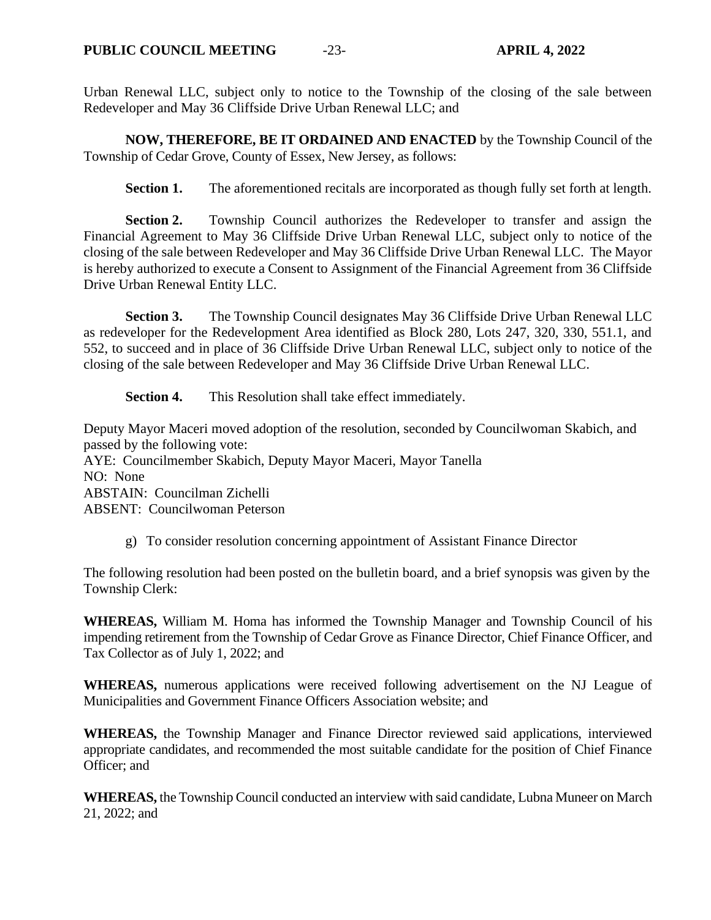Urban Renewal LLC, subject only to notice to the Township of the closing of the sale between Redeveloper and May 36 Cliffside Drive Urban Renewal LLC; and

**NOW, THEREFORE, BE IT ORDAINED AND ENACTED** by the Township Council of the Township of Cedar Grove, County of Essex, New Jersey, as follows:

**Section 1.** The aforementioned recitals are incorporated as though fully set forth at length.

**Section 2.** Township Council authorizes the Redeveloper to transfer and assign the Financial Agreement to May 36 Cliffside Drive Urban Renewal LLC, subject only to notice of the closing of the sale between Redeveloper and May 36 Cliffside Drive Urban Renewal LLC. The Mayor is hereby authorized to execute a Consent to Assignment of the Financial Agreement from 36 Cliffside Drive Urban Renewal Entity LLC.

**Section 3.** The Township Council designates May 36 Cliffside Drive Urban Renewal LLC as redeveloper for the Redevelopment Area identified as Block 280, Lots 247, 320, 330, 551.1, and 552, to succeed and in place of 36 Cliffside Drive Urban Renewal LLC, subject only to notice of the closing of the sale between Redeveloper and May 36 Cliffside Drive Urban Renewal LLC.

**Section 4.** This Resolution shall take effect immediately.

Deputy Mayor Maceri moved adoption of the resolution, seconded by Councilwoman Skabich, and passed by the following vote:
AYE: Councilmember Skabich, Deputy Mayor Maceri, Mayor Tanella
NO: None
ABSTAIN: Councilman Zichelli
ABSENT: Councilwoman Peterson

g) To consider resolution concerning appointment of Assistant Finance Director

The following resolution had been posted on the bulletin board, and a brief synopsis was given by the Township Clerk:

**WHEREAS,** William M. Homa has informed the Township Manager and Township Council of his impending retirement from the Township of Cedar Grove as Finance Director, Chief Finance Officer, and Tax Collector as of July 1, 2022; and

**WHEREAS,** numerous applications were received following advertisement on the NJ League of Municipalities and Government Finance Officers Association website; and

**WHEREAS,** the Township Manager and Finance Director reviewed said applications, interviewed appropriate candidates, and recommended the most suitable candidate for the position of Chief Finance Officer; and

**WHEREAS,** the Township Council conducted an interview with said candidate, Lubna Muneer on March 21, 2022; and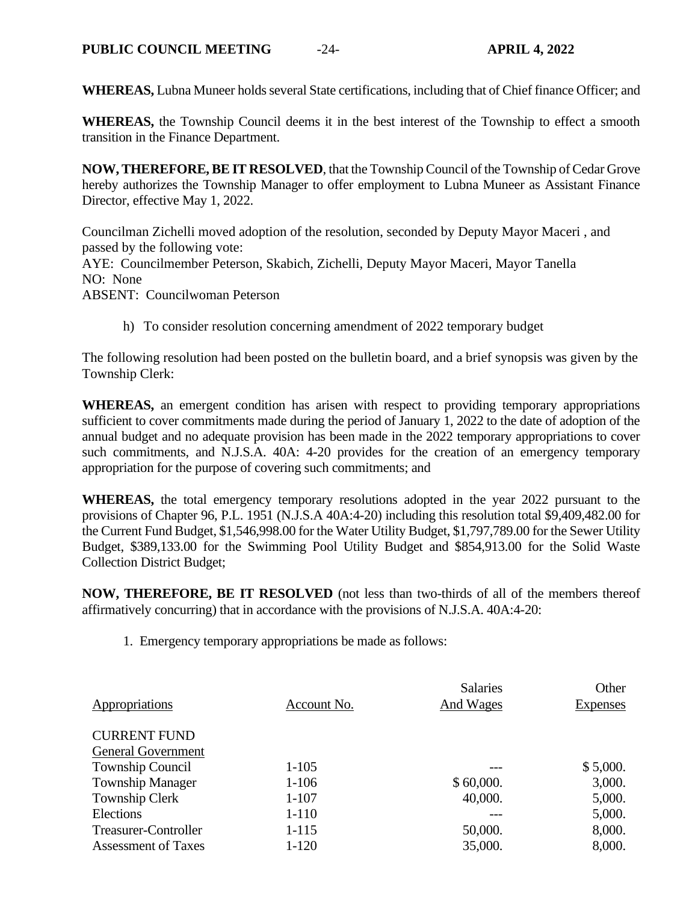**WHEREAS,** Lubna Muneer holds several State certifications, including that of Chief finance Officer; and

**WHEREAS,** the Township Council deems it in the best interest of the Township to effect a smooth transition in the Finance Department.

**NOW, THEREFORE, BE IT RESOLVED**, that the Township Council of the Township of Cedar Grove hereby authorizes the Township Manager to offer employment to Lubna Muneer as Assistant Finance Director, effective May 1, 2022.

Councilman Zichelli moved adoption of the resolution, seconded by Deputy Mayor Maceri , and passed by the following vote:
AYE: Councilmember Peterson, Skabich, Zichelli, Deputy Mayor Maceri, Mayor Tanella
NO: None
ABSENT: Councilwoman Peterson

h) To consider resolution concerning amendment of 2022 temporary budget

The following resolution had been posted on the bulletin board, and a brief synopsis was given by the Township Clerk:

**WHEREAS,** an emergent condition has arisen with respect to providing temporary appropriations sufficient to cover commitments made during the period of January 1, 2022 to the date of adoption of the annual budget and no adequate provision has been made in the 2022 temporary appropriations to cover such commitments, and N.J.S.A. 40A: 4-20 provides for the creation of an emergency temporary appropriation for the purpose of covering such commitments; and

**WHEREAS,** the total emergency temporary resolutions adopted in the year 2022 pursuant to the provisions of Chapter 96, P.L. 1951 (N.J.S.A 40A:4-20) including this resolution total $9,409,482.00 for the Current Fund Budget, $1,546,998.00 for the Water Utility Budget, $1,797,789.00 for the Sewer Utility Budget, $389,133.00 for the Swimming Pool Utility Budget and $854,913.00 for the Solid Waste Collection District Budget;

**NOW, THEREFORE, BE IT RESOLVED** (not less than two-thirds of all of the members thereof affirmatively concurring) that in accordance with the provisions of N.J.S.A. 40A:4-20:

1. Emergency temporary appropriations be made as follows:

| Appropriations | Account No. | Salaries And Wages | Other Expenses |
|---|---|---|---|
| CURRENT FUND | | | |
| General Government | | | |
| Township Council | 1-105 | --- | $ 5,000. |
| Township Manager | 1-106 | $ 60,000. | 3,000. |
| Township Clerk | 1-107 | 40,000. | 5,000. |
| Elections | 1-110 | --- | 5,000. |
| Treasurer-Controller | 1-115 | 50,000. | 8,000. |
| Assessment of Taxes | 1-120 | 35,000. | 8,000. |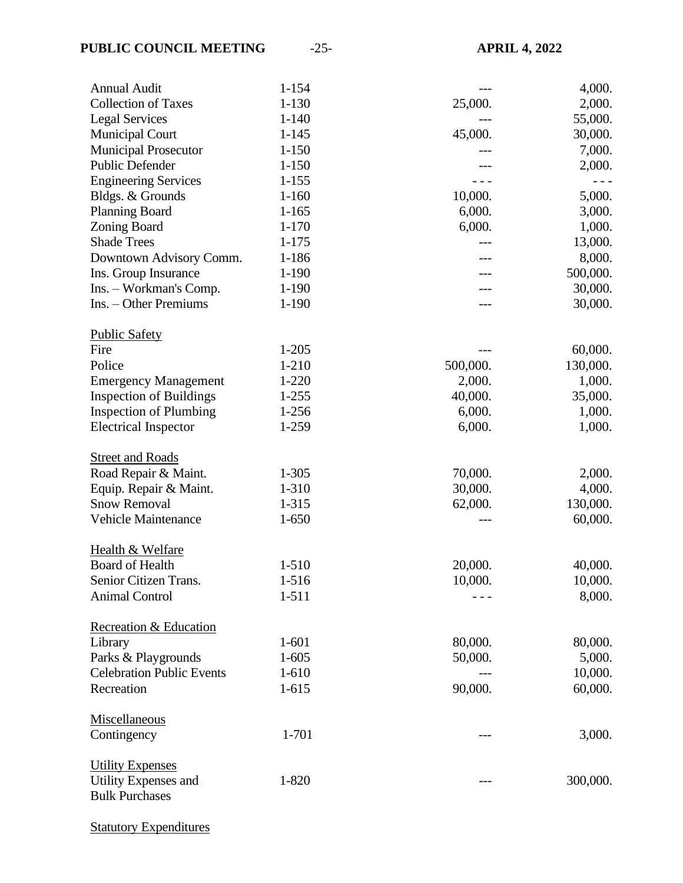| | | | |
|---|---|---|---|
| Annual Audit | 1-154 | --- | 4,000. |
| Collection of Taxes | 1-130 | 25,000. | 2,000. |
| Legal Services | 1-140 | --- | 55,000. |
| Municipal Court | 1-145 | 45,000. | 30,000. |
| Municipal Prosecutor | 1-150 | --- | 7,000. |
| Public Defender | 1-150 | --- | 2,000. |
| Engineering Services | 1-155 | - - - | - - - |
| Bldgs. & Grounds | 1-160 | 10,000. | 5,000. |
| Planning Board | 1-165 | 6,000. | 3,000. |
| Zoning Board | 1-170 | 6,000. | 1,000. |
| Shade Trees | 1-175 | --- | 13,000. |
| Downtown Advisory Comm. | 1-186 | --- | 8,000. |
| Ins. Group Insurance | 1-190 | --- | 500,000. |
| Ins. – Workman's Comp. | 1-190 | --- | 30,000. |
| Ins. – Other Premiums | 1-190 | --- | 30,000. |
| <u>Public Safety</u> | | | |
| Fire | 1-205 | --- | 60,000. |
| Police | 1-210 | 500,000. | 130,000. |
| Emergency Management | 1-220 | 2,000. | 1,000. |
| Inspection of Buildings | 1-255 | 40,000. | 35,000. |
| Inspection of Plumbing | 1-256 | 6,000. | 1,000. |
| Electrical Inspector | 1-259 | 6,000. | 1,000. |
| <u>Street and Roads</u> | | | |
| Road Repair & Maint. | 1-305 | 70,000. | 2,000. |
| Equip. Repair & Maint. | 1-310 | 30,000. | 4,000. |
| Snow Removal | 1-315 | 62,000. | 130,000. |
| Vehicle Maintenance | 1-650 | --- | 60,000. |
| <u>Health & Welfare</u> | | | |
| Board of Health | 1-510 | 20,000. | 40,000. |
| Senior Citizen Trans. | 1-516 | 10,000. | 10,000. |
| Animal Control | 1-511 | - - - | 8,000. |
| <u>Recreation & Education</u> | | | |
| Library | 1-601 | 80,000. | 80,000. |
| Parks & Playgrounds | 1-605 | 50,000. | 5,000. |
| Celebration Public Events | 1-610 | --- | 10,000. |
| Recreation | 1-615 | 90,000. | 60,000. |
| <u>Miscellaneous</u> | | | |
| Contingency | 1-701 | --- | 3,000. |
| <u>Utility Expenses</u> | | | |
| Utility Expenses and Bulk Purchases | 1-820 | --- | 300,000. |

<u>Statutory Expenditures</u>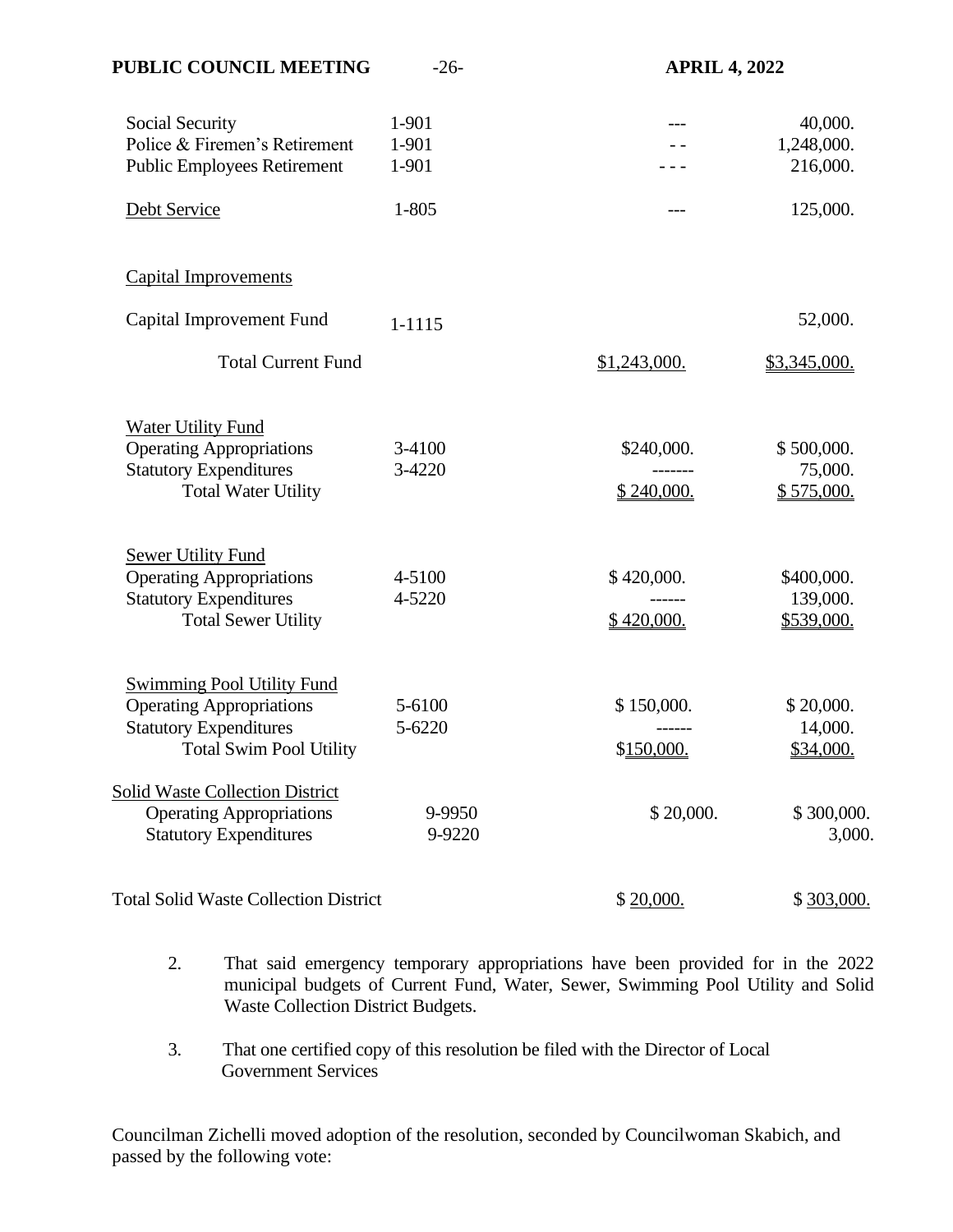| | | | |
|---|---|---|---|
| Social Security | 1-901 | --- | 40,000. |
| Police & Firemen's Retirement | 1-901 | - - | 1,248,000. |
| Public Employees Retirement | 1-901 | - - - | 216,000. |
| Debt Service | 1-805 | --- | 125,000. |
| Capital Improvements | | | |
| Capital Improvement Fund | 1-1115 | | 52,000. |
| Total Current Fund | | $1,243,000. | $3,345,000. |
| Water Utility Fund | | | |
| Operating Appropriations | 3-4100 | $240,000. | $ 500,000. |
| Statutory Expenditures | 3-4220 | ------- | 75,000. |
| Total Water Utility | | $ 240,000. | $ 575,000. |
| Sewer Utility Fund | | | |
| Operating Appropriations | 4-5100 | $ 420,000. | $400,000. |
| Statutory Expenditures | 4-5220 | ------ | 139,000. |
| Total Sewer Utility | | $ 420,000. | $539,000. |
| Swimming Pool Utility Fund | | | |
| Operating Appropriations | 5-6100 | $ 150,000. | $ 20,000. |
| Statutory Expenditures | 5-6220 | ------ | 14,000. |
| Total Swim Pool Utility | | $150,000. | $34,000. |
| Solid Waste Collection District | | | |
| Operating Appropriations | 9-9950 | $ 20,000. | $ 300,000. |
| Statutory Expenditures | 9-9220 | | 3,000. |
| Total Solid Waste Collection District | | $ 20,000. | $ 303,000. |

2. That said emergency temporary appropriations have been provided for in the 2022 municipal budgets of Current Fund, Water, Sewer, Swimming Pool Utility and Solid Waste Collection District Budgets.

3. That one certified copy of this resolution be filed with the Director of Local Government Services

Councilman Zichelli moved adoption of the resolution, seconded by Councilwoman Skabich, and passed by the following vote: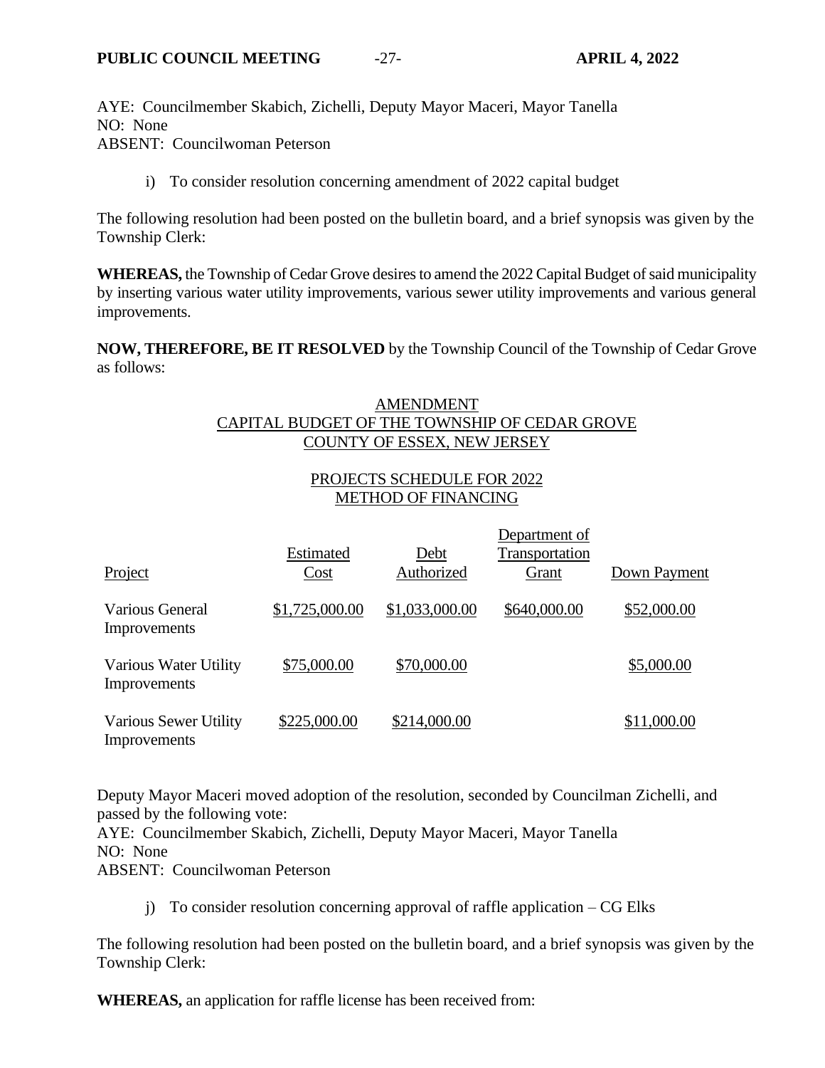AYE: Councilmember Skabich, Zichelli, Deputy Mayor Maceri, Mayor Tanella
NO: None
ABSENT: Councilwoman Peterson

i) To consider resolution concerning amendment of 2022 capital budget

The following resolution had been posted on the bulletin board, and a brief synopsis was given by the Township Clerk:

**WHEREAS,** the Township of Cedar Grove desires to amend the 2022 Capital Budget of said municipality by inserting various water utility improvements, various sewer utility improvements and various general improvements.

**NOW, THEREFORE, BE IT RESOLVED** by the Township Council of the Township of Cedar Grove as follows:

AMENDMENT
CAPITAL BUDGET OF THE TOWNSHIP OF CEDAR GROVE
COUNTY OF ESSEX, NEW JERSEY

PROJECTS SCHEDULE FOR 2022
METHOD OF FINANCING

| Project | Estimated Cost | Debt Authorized | Department of Transportation Grant | Down Payment |
|---|---|---|---|---|
| Various General Improvements | $1,725,000.00 | $1,033,000.00 | $640,000.00 | $52,000.00 |
| Various Water Utility Improvements | $75,000.00 | $70,000.00 | | $5,000.00 |
| Various Sewer Utility Improvements | $225,000.00 | $214,000.00 | | $11,000.00 |

Deputy Mayor Maceri moved adoption of the resolution, seconded by Councilman Zichelli, and passed by the following vote:
AYE: Councilmember Skabich, Zichelli, Deputy Mayor Maceri, Mayor Tanella
NO: None
ABSENT: Councilwoman Peterson

j) To consider resolution concerning approval of raffle application – CG Elks

The following resolution had been posted on the bulletin board, and a brief synopsis was given by the Township Clerk:

**WHEREAS,** an application for raffle license has been received from: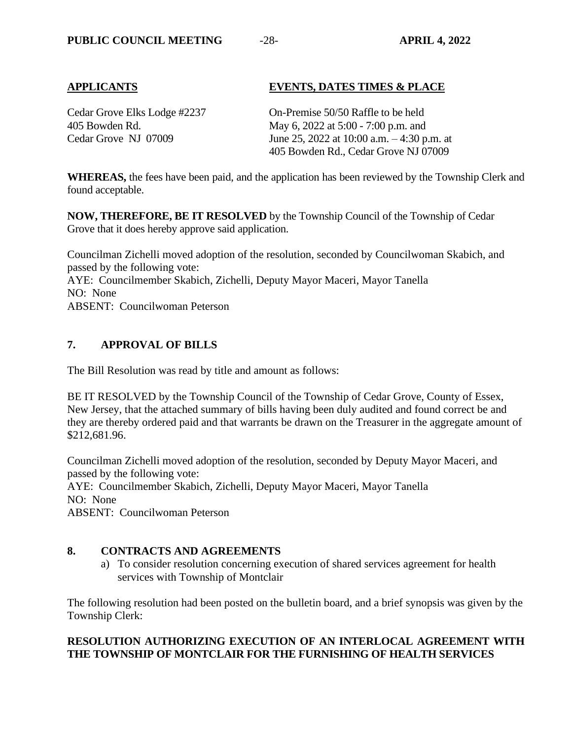| APPLICANTS | EVENTS, DATES TIMES & PLACE |
| --- | --- |
| Cedar Grove Elks Lodge #2237<br>405 Bowden Rd.<br>Cedar Grove NJ 07009 | On-Premise 50/50 Raffle to be held<br>May 6, 2022 at 5:00 - 7:00 p.m. and<br>June 25, 2022 at 10:00 a.m. – 4:30 p.m. at<br>405 Bowden Rd., Cedar Grove NJ 07009 |

**WHEREAS,** the fees have been paid, and the application has been reviewed by the Township Clerk and found acceptable.

**NOW, THEREFORE, BE IT RESOLVED** by the Township Council of the Township of Cedar Grove that it does hereby approve said application.

Councilman Zichelli moved adoption of the resolution, seconded by Councilwoman Skabich, and passed by the following vote:
AYE: Councilmember Skabich, Zichelli, Deputy Mayor Maceri, Mayor Tanella
NO: None
ABSENT: Councilwoman Peterson

## 7. APPROVAL OF BILLS

The Bill Resolution was read by title and amount as follows:

BE IT RESOLVED by the Township Council of the Township of Cedar Grove, County of Essex, New Jersey, that the attached summary of bills having been duly audited and found correct be and they are thereby ordered paid and that warrants be drawn on the Treasurer in the aggregate amount of $212,681.96.

Councilman Zichelli moved adoption of the resolution, seconded by Deputy Mayor Maceri, and passed by the following vote:
AYE: Councilmember Skabich, Zichelli, Deputy Mayor Maceri, Mayor Tanella
NO: None
ABSENT: Councilwoman Peterson

## 8. CONTRACTS AND AGREEMENTS

a) To consider resolution concerning execution of shared services agreement for health services with Township of Montclair

The following resolution had been posted on the bulletin board, and a brief synopsis was given by the Township Clerk:

**RESOLUTION AUTHORIZING EXECUTION OF AN INTERLOCAL AGREEMENT WITH THE TOWNSHIP OF MONTCLAIR FOR THE FURNISHING OF HEALTH SERVICES**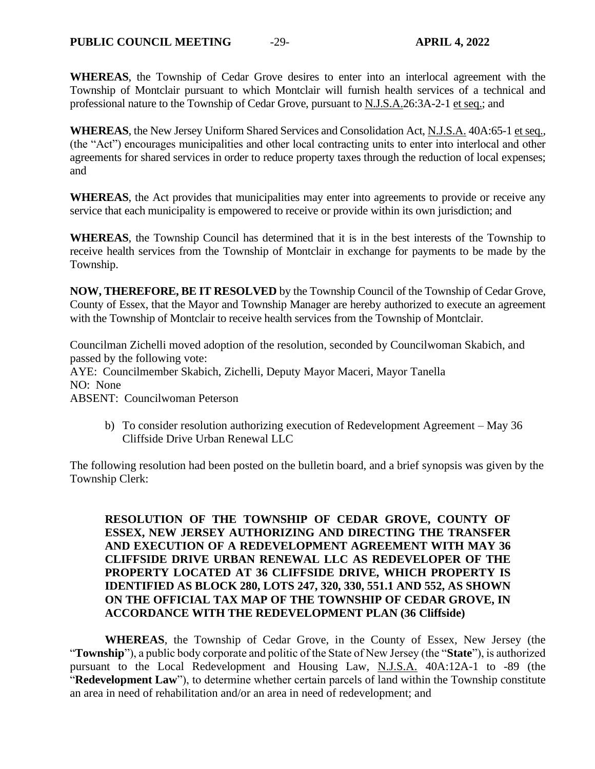**WHEREAS**, the Township of Cedar Grove desires to enter into an interlocal agreement with the Township of Montclair pursuant to which Montclair will furnish health services of a technical and professional nature to the Township of Cedar Grove, pursuant to N.J.S.A.26:3A-2-1 et seq.; and

**WHEREAS**, the New Jersey Uniform Shared Services and Consolidation Act, N.J.S.A. 40A:65-1 et seq., (the "Act") encourages municipalities and other local contracting units to enter into interlocal and other agreements for shared services in order to reduce property taxes through the reduction of local expenses; and

**WHEREAS**, the Act provides that municipalities may enter into agreements to provide or receive any service that each municipality is empowered to receive or provide within its own jurisdiction; and

**WHEREAS**, the Township Council has determined that it is in the best interests of the Township to receive health services from the Township of Montclair in exchange for payments to be made by the Township.

**NOW, THEREFORE, BE IT RESOLVED** by the Township Council of the Township of Cedar Grove, County of Essex, that the Mayor and Township Manager are hereby authorized to execute an agreement with the Township of Montclair to receive health services from the Township of Montclair.

Councilman Zichelli moved adoption of the resolution, seconded by Councilwoman Skabich, and passed by the following vote:
AYE: Councilmember Skabich, Zichelli, Deputy Mayor Maceri, Mayor Tanella
NO: None
ABSENT: Councilwoman Peterson

b) To consider resolution authorizing execution of Redevelopment Agreement – May 36 Cliffside Drive Urban Renewal LLC

The following resolution had been posted on the bulletin board, and a brief synopsis was given by the Township Clerk:

**RESOLUTION OF THE TOWNSHIP OF CEDAR GROVE, COUNTY OF ESSEX, NEW JERSEY AUTHORIZING AND DIRECTING THE TRANSFER AND EXECUTION OF A REDEVELOPMENT AGREEMENT WITH MAY 36 CLIFFSIDE DRIVE URBAN RENEWAL LLC AS REDEVELOPER OF THE PROPERTY LOCATED AT 36 CLIFFSIDE DRIVE, WHICH PROPERTY IS IDENTIFIED AS BLOCK 280, LOTS 247, 320, 330, 551.1 AND 552, AS SHOWN ON THE OFFICIAL TAX MAP OF THE TOWNSHIP OF CEDAR GROVE, IN ACCORDANCE WITH THE REDEVELOPMENT PLAN (36 Cliffside)**

**WHEREAS**, the Township of Cedar Grove, in the County of Essex, New Jersey (the "**Township**"), a public body corporate and politic of the State of New Jersey (the "**State**"), is authorized pursuant to the Local Redevelopment and Housing Law, N.J.S.A. 40A:12A-1 to -89 (the "**Redevelopment Law**"), to determine whether certain parcels of land within the Township constitute an area in need of rehabilitation and/or an area in need of redevelopment; and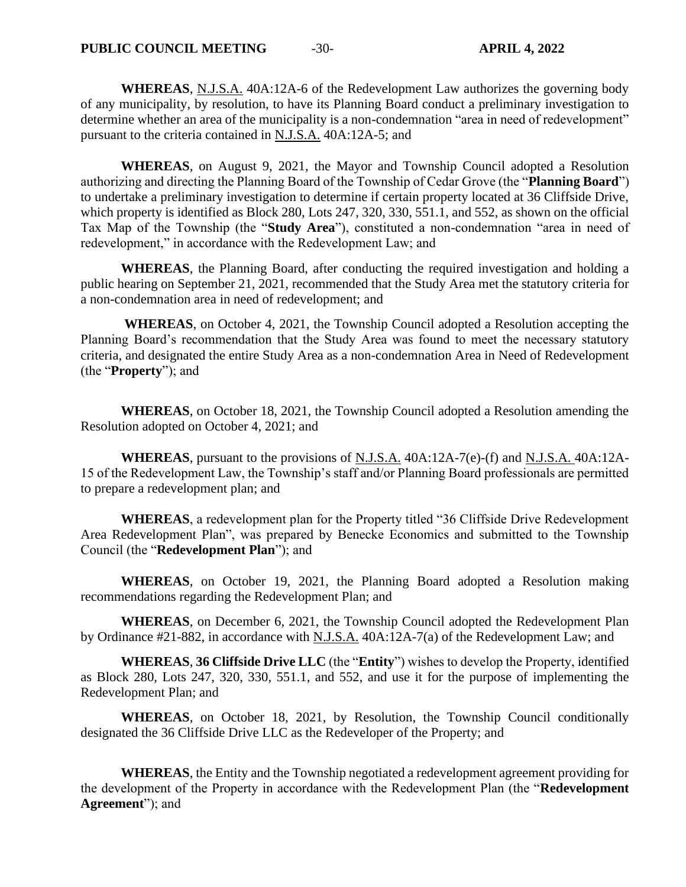**WHEREAS**, N.J.S.A. 40A:12A-6 of the Redevelopment Law authorizes the governing body of any municipality, by resolution, to have its Planning Board conduct a preliminary investigation to determine whether an area of the municipality is a non-condemnation "area in need of redevelopment" pursuant to the criteria contained in N.J.S.A. 40A:12A-5; and

**WHEREAS**, on August 9, 2021, the Mayor and Township Council adopted a Resolution authorizing and directing the Planning Board of the Township of Cedar Grove (the "**Planning Board**") to undertake a preliminary investigation to determine if certain property located at 36 Cliffside Drive, which property is identified as Block 280, Lots 247, 320, 330, 551.1, and 552, as shown on the official Tax Map of the Township (the "**Study Area**"), constituted a non-condemnation "area in need of redevelopment," in accordance with the Redevelopment Law; and

**WHEREAS**, the Planning Board, after conducting the required investigation and holding a public hearing on September 21, 2021, recommended that the Study Area met the statutory criteria for a non-condemnation area in need of redevelopment; and

**WHEREAS**, on October 4, 2021, the Township Council adopted a Resolution accepting the Planning Board's recommendation that the Study Area was found to meet the necessary statutory criteria, and designated the entire Study Area as a non-condemnation Area in Need of Redevelopment (the "**Property**"); and

**WHEREAS**, on October 18, 2021, the Township Council adopted a Resolution amending the Resolution adopted on October 4, 2021; and

**WHEREAS**, pursuant to the provisions of N.J.S.A. 40A:12A-7(e)-(f) and N.J.S.A. 40A:12A-15 of the Redevelopment Law, the Township's staff and/or Planning Board professionals are permitted to prepare a redevelopment plan; and

**WHEREAS**, a redevelopment plan for the Property titled "36 Cliffside Drive Redevelopment Area Redevelopment Plan", was prepared by Benecke Economics and submitted to the Township Council (the "**Redevelopment Plan**"); and

**WHEREAS**, on October 19, 2021, the Planning Board adopted a Resolution making recommendations regarding the Redevelopment Plan; and

**WHEREAS**, on December 6, 2021, the Township Council adopted the Redevelopment Plan by Ordinance #21-882, in accordance with N.J.S.A. 40A:12A-7(a) of the Redevelopment Law; and

**WHEREAS**, **36 Cliffside Drive LLC** (the "**Entity**") wishes to develop the Property, identified as Block 280, Lots 247, 320, 330, 551.1, and 552, and use it for the purpose of implementing the Redevelopment Plan; and

**WHEREAS**, on October 18, 2021, by Resolution, the Township Council conditionally designated the 36 Cliffside Drive LLC as the Redeveloper of the Property; and

**WHEREAS**, the Entity and the Township negotiated a redevelopment agreement providing for the development of the Property in accordance with the Redevelopment Plan (the "**Redevelopment Agreement**"); and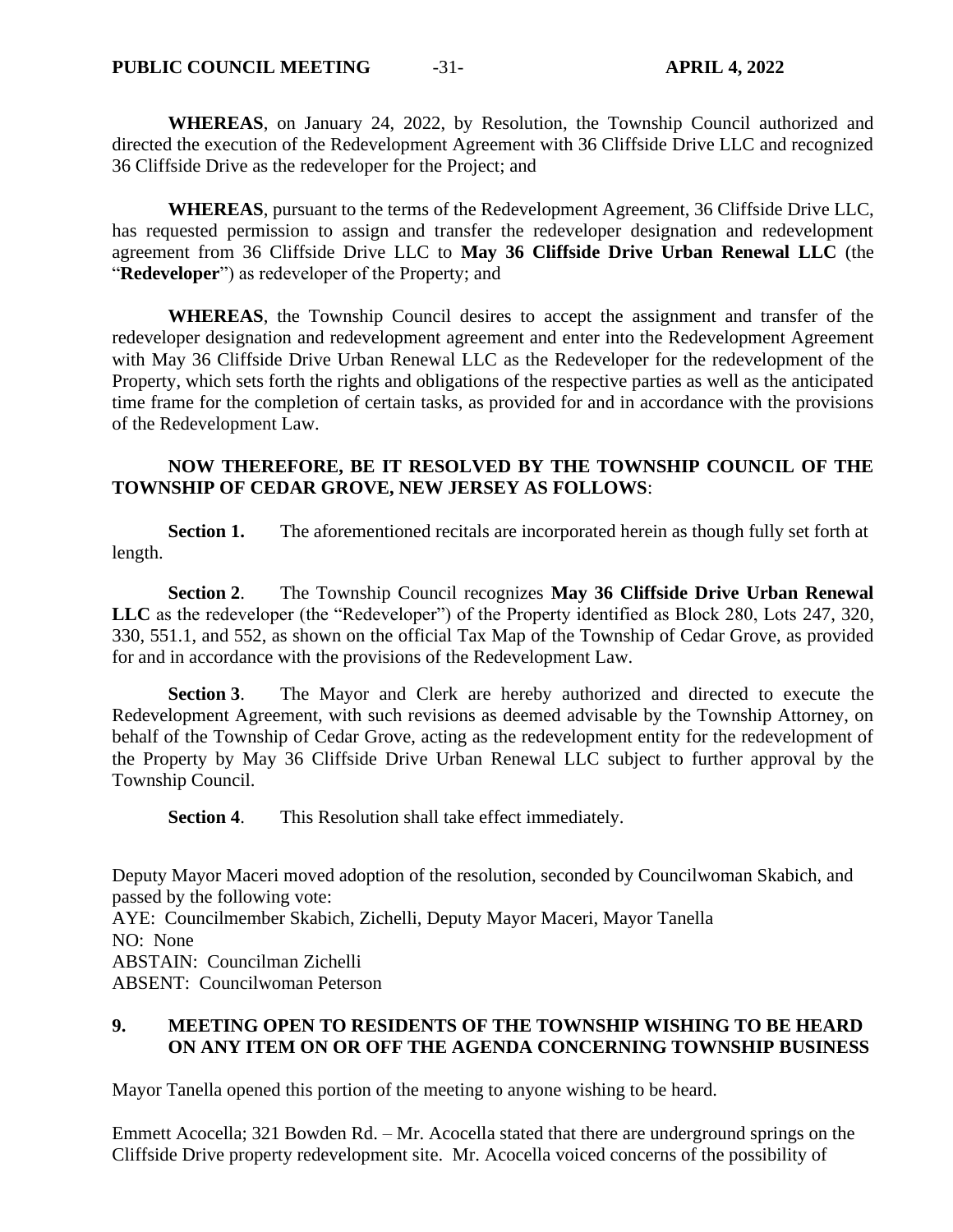**WHEREAS**, on January 24, 2022, by Resolution, the Township Council authorized and directed the execution of the Redevelopment Agreement with 36 Cliffside Drive LLC and recognized 36 Cliffside Drive as the redeveloper for the Project; and

**WHEREAS**, pursuant to the terms of the Redevelopment Agreement, 36 Cliffside Drive LLC, has requested permission to assign and transfer the redeveloper designation and redevelopment agreement from 36 Cliffside Drive LLC to **May 36 Cliffside Drive Urban Renewal LLC** (the "**Redeveloper**") as redeveloper of the Property; and

**WHEREAS**, the Township Council desires to accept the assignment and transfer of the redeveloper designation and redevelopment agreement and enter into the Redevelopment Agreement with May 36 Cliffside Drive Urban Renewal LLC as the Redeveloper for the redevelopment of the Property, which sets forth the rights and obligations of the respective parties as well as the anticipated time frame for the completion of certain tasks, as provided for and in accordance with the provisions of the Redevelopment Law.

**NOW THEREFORE, BE IT RESOLVED BY THE TOWNSHIP COUNCIL OF THE TOWNSHIP OF CEDAR GROVE, NEW JERSEY AS FOLLOWS**:

**Section 1.** The aforementioned recitals are incorporated herein as though fully set forth at length.

**Section 2**. The Township Council recognizes **May 36 Cliffside Drive Urban Renewal LLC** as the redeveloper (the "Redeveloper") of the Property identified as Block 280, Lots 247, 320, 330, 551.1, and 552, as shown on the official Tax Map of the Township of Cedar Grove, as provided for and in accordance with the provisions of the Redevelopment Law.

**Section 3**. The Mayor and Clerk are hereby authorized and directed to execute the Redevelopment Agreement, with such revisions as deemed advisable by the Township Attorney, on behalf of the Township of Cedar Grove, acting as the redevelopment entity for the redevelopment of the Property by May 36 Cliffside Drive Urban Renewal LLC subject to further approval by the Township Council.

**Section 4**. This Resolution shall take effect immediately.

Deputy Mayor Maceri moved adoption of the resolution, seconded by Councilwoman Skabich, and passed by the following vote:
AYE: Councilmember Skabich, Zichelli, Deputy Mayor Maceri, Mayor Tanella
NO: None
ABSTAIN: Councilman Zichelli
ABSENT: Councilwoman Peterson

## 9. MEETING OPEN TO RESIDENTS OF THE TOWNSHIP WISHING TO BE HEARD ON ANY ITEM ON OR OFF THE AGENDA CONCERNING TOWNSHIP BUSINESS

Mayor Tanella opened this portion of the meeting to anyone wishing to be heard.

Emmett Acocella; 321 Bowden Rd. – Mr. Acocella stated that there are underground springs on the Cliffside Drive property redevelopment site. Mr. Acocella voiced concerns of the possibility of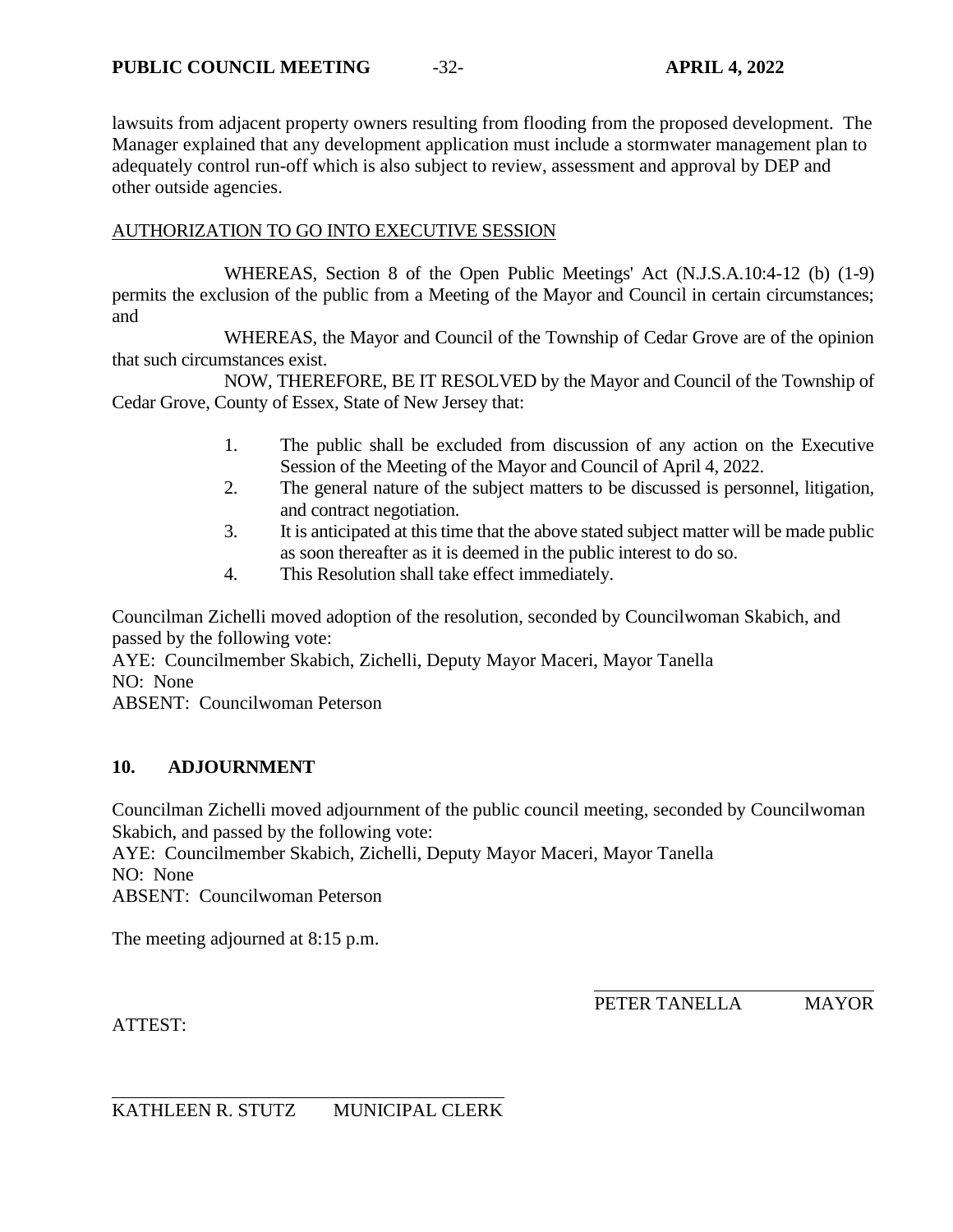lawsuits from adjacent property owners resulting from flooding from the proposed development. The Manager explained that any development application must include a stormwater management plan to adequately control run-off which is also subject to review, assessment and approval by DEP and other outside agencies.

AUTHORIZATION TO GO INTO EXECUTIVE SESSION

WHEREAS, Section 8 of the Open Public Meetings' Act (N.J.S.A.10:4-12 (b) (1-9) permits the exclusion of the public from a Meeting of the Mayor and Council in certain circumstances; and

WHEREAS, the Mayor and Council of the Township of Cedar Grove are of the opinion that such circumstances exist.

NOW, THEREFORE, BE IT RESOLVED by the Mayor and Council of the Township of Cedar Grove, County of Essex, State of New Jersey that:

1. The public shall be excluded from discussion of any action on the Executive Session of the Meeting of the Mayor and Council of April 4, 2022.
2. The general nature of the subject matters to be discussed is personnel, litigation, and contract negotiation.
3. It is anticipated at this time that the above stated subject matter will be made public as soon thereafter as it is deemed in the public interest to do so.
4. This Resolution shall take effect immediately.

Councilman Zichelli moved adoption of the resolution, seconded by Councilwoman Skabich, and passed by the following vote:
AYE: Councilmember Skabich, Zichelli, Deputy Mayor Maceri, Mayor Tanella
NO: None
ABSENT: Councilwoman Peterson

## 10. ADJOURNMENT

Councilman Zichelli moved adjournment of the public council meeting, seconded by Councilwoman Skabich, and passed by the following vote:
AYE: Councilmember Skabich, Zichelli, Deputy Mayor Maceri, Mayor Tanella
NO: None
ABSENT: Councilwoman Peterson

The meeting adjourned at 8:15 p.m.

PETER TANELLA MAYOR

ATTEST:

KATHLEEN R. STUTZ MUNICIPAL CLERK